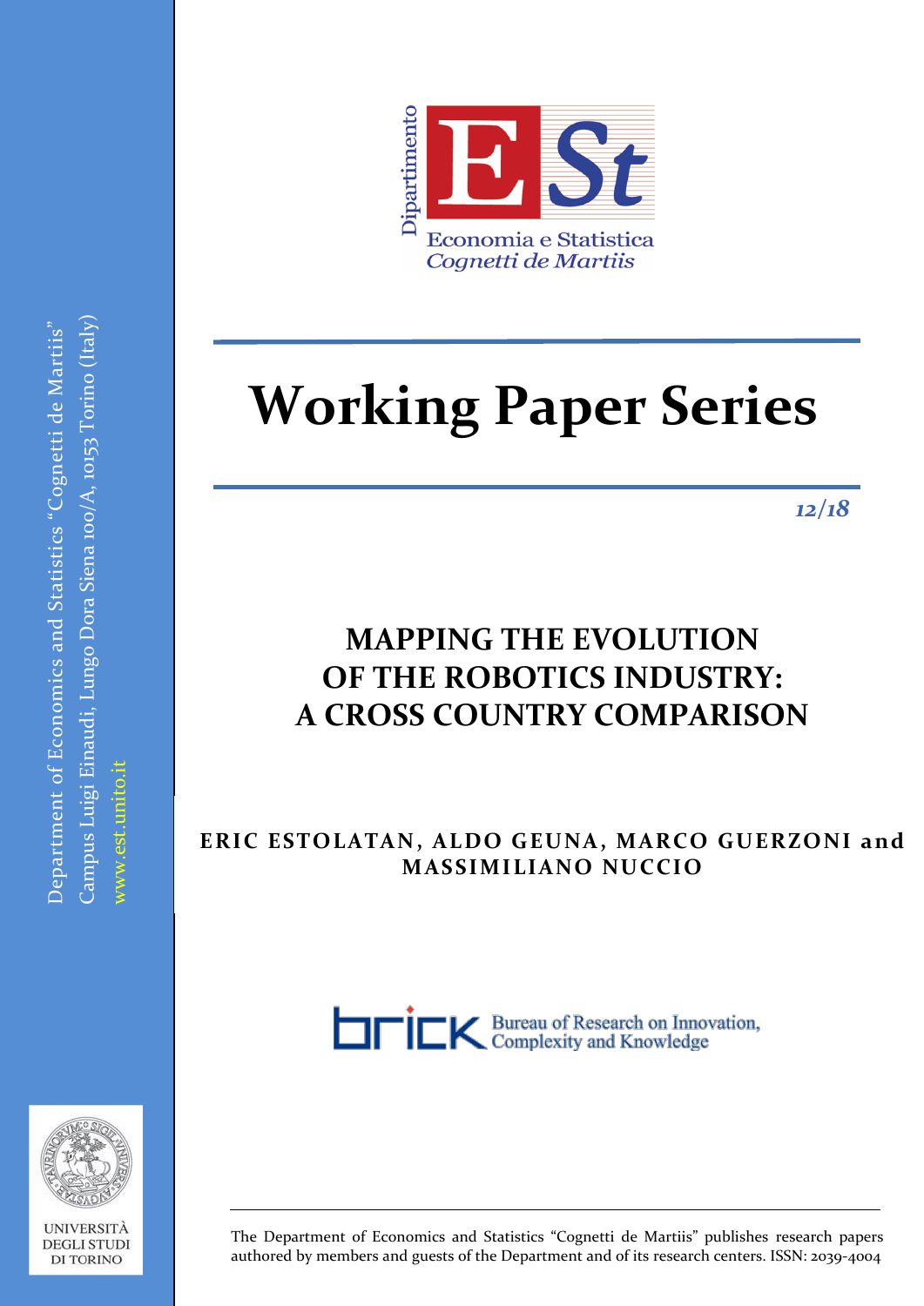Department of Economics and Statistics "Cognetti de Martiis"
Campus Luigi Einaudi, Lungo Dora Siena 100/A, 10153 Torino (Italy)
www.est.unito.it

Dipartimento

Economia e Statistica
*Cognetti de Martiis*

# Working Paper Series

***12/18***

## MAPPING THE EVOLUTION OF THE ROBOTICS INDUSTRY: A CROSS COUNTRY COMPARISON

**ERIC ESTOLATAN, ALDO GEUNA, MARCO GUERZONI and MASSIMILIANO NUCCIO**

Bureau of Research on Innovation, Complexity and Knowledge

UNIVERSITÀ DEGLI STUDI DI TORINO

The Department of Economics and Statistics "Cognetti de Martiis" publishes research papers authored by members and guests of the Department and of its research centers. ISSN: 2039-4004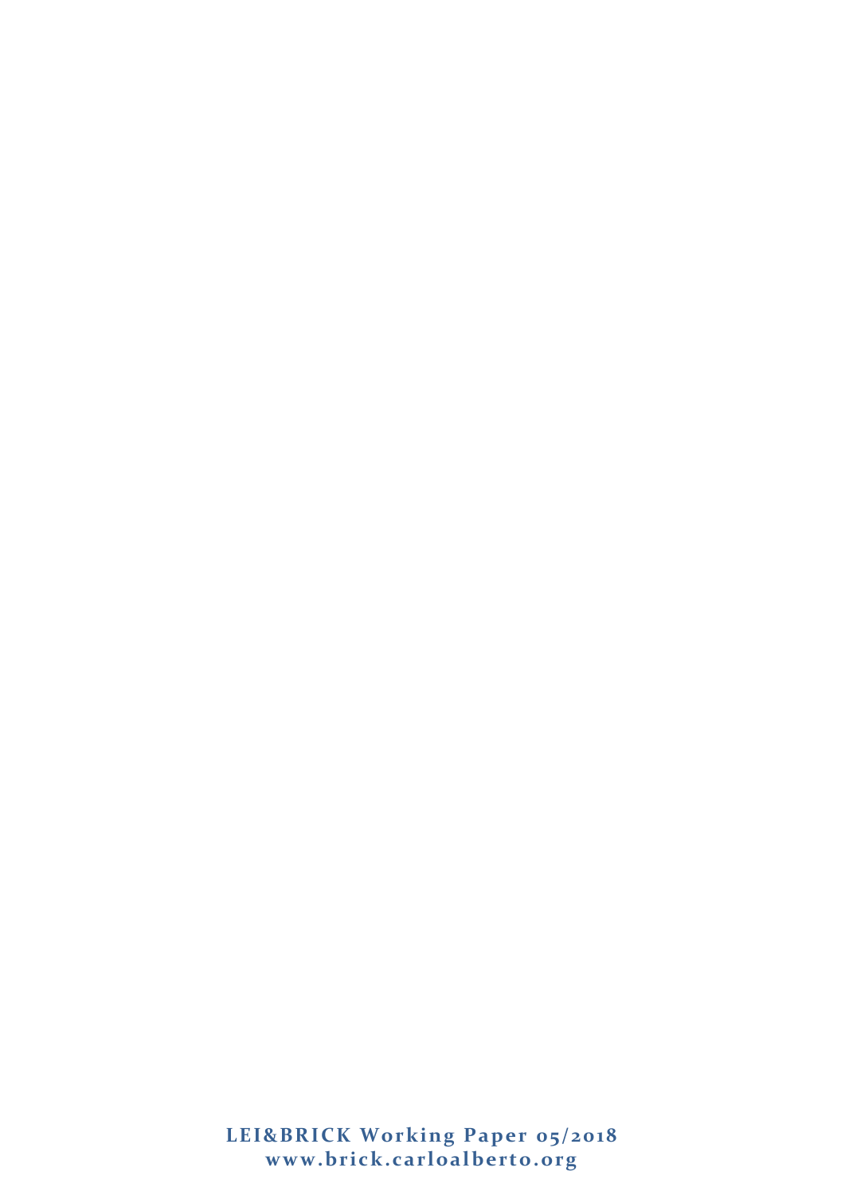**LEI&BRICK Working Paper 05/2018**
**www.brick.carloalberto.org**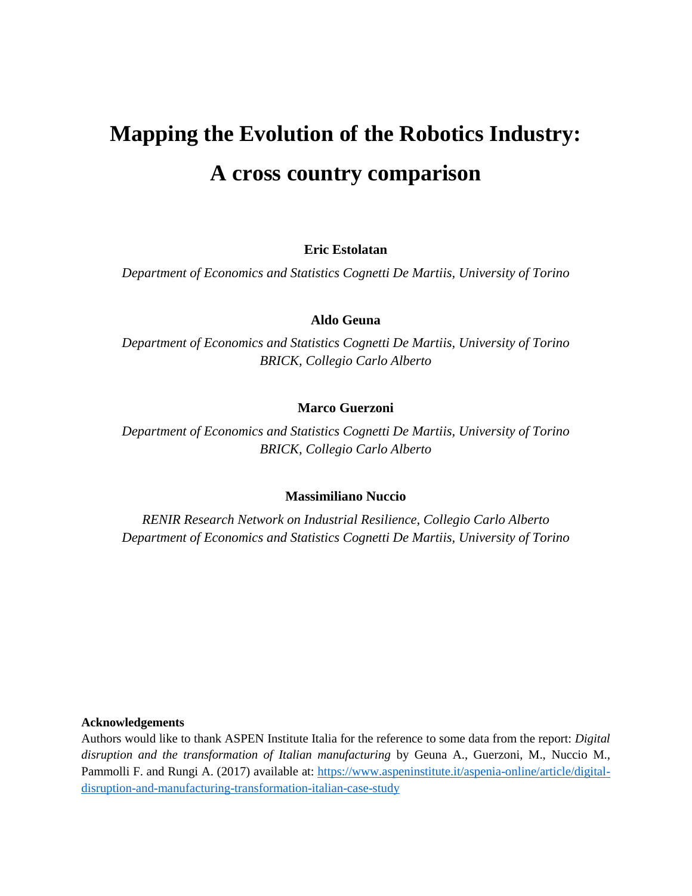# Mapping the Evolution of the Robotics Industry: A cross country comparison

**Eric Estolatan**

*Department of Economics and Statistics Cognetti De Martiis, University of Torino*

**Aldo Geuna**

*Department of Economics and Statistics Cognetti De Martiis, University of Torino*
*BRICK, Collegio Carlo Alberto*

**Marco Guerzoni**

*Department of Economics and Statistics Cognetti De Martiis, University of Torino*
*BRICK, Collegio Carlo Alberto*

**Massimiliano Nuccio**

*RENIR Research Network on Industrial Resilience, Collegio Carlo Alberto*
*Department of Economics and Statistics Cognetti De Martiis, University of Torino*

**Acknowledgements**

Authors would like to thank ASPEN Institute Italia for the reference to some data from the report: *Digital disruption and the transformation of Italian manufacturing* by Geuna A., Guerzoni, M., Nuccio M., Pammolli F. and Rungi A. (2017) available at: [https://www.aspeninstitute.it/aspenia-online/article/digital-disruption-and-manufacturing-transformation-italian-case-study](https://www.aspeninstitute.it/aspenia-online/article/digital-disruption-and-manufacturing-transformation-italian-case-study)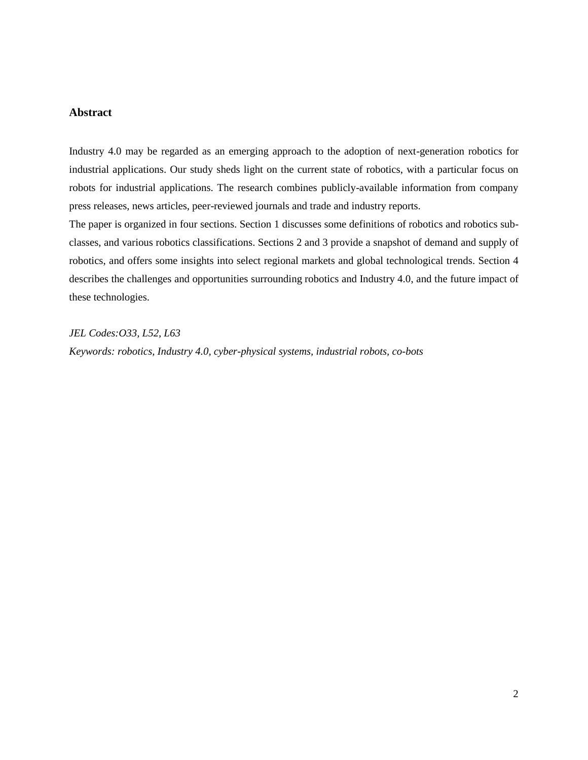## Abstract

Industry 4.0 may be regarded as an emerging approach to the adoption of next-generation robotics for industrial applications. Our study sheds light on the current state of robotics, with a particular focus on robots for industrial applications. The research combines publicly-available information from company press releases, news articles, peer-reviewed journals and trade and industry reports.

The paper is organized in four sections. Section 1 discusses some definitions of robotics and robotics sub-classes, and various robotics classifications. Sections 2 and 3 provide a snapshot of demand and supply of robotics, and offers some insights into select regional markets and global technological trends. Section 4 describes the challenges and opportunities surrounding robotics and Industry 4.0, and the future impact of these technologies.

*JEL Codes:O33, L52, L63*

*Keywords: robotics, Industry 4.0, cyber-physical systems, industrial robots, co-bots*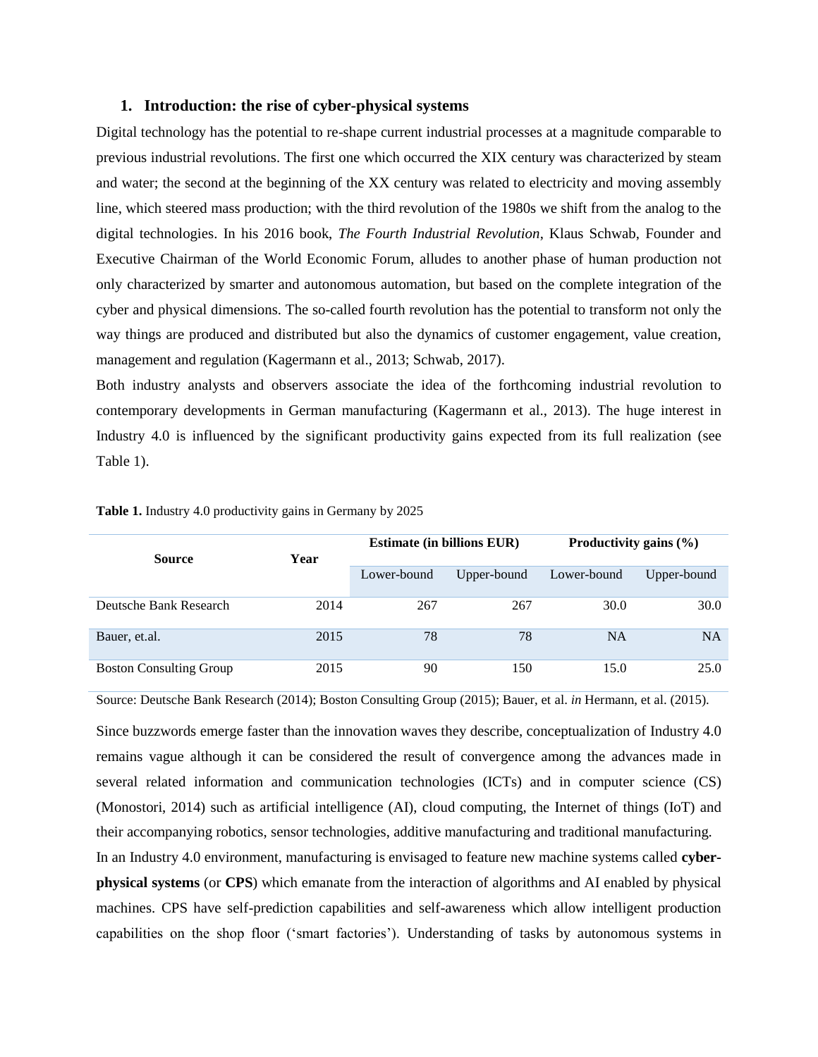## 1. Introduction: the rise of cyber-physical systems

Digital technology has the potential to re-shape current industrial processes at a magnitude comparable to previous industrial revolutions. The first one which occurred the XIX century was characterized by steam and water; the second at the beginning of the XX century was related to electricity and moving assembly line, which steered mass production; with the third revolution of the 1980s we shift from the analog to the digital technologies. In his 2016 book, *The Fourth Industrial Revolution*, Klaus Schwab, Founder and Executive Chairman of the World Economic Forum, alludes to another phase of human production not only characterized by smarter and autonomous automation, but based on the complete integration of the cyber and physical dimensions. The so-called fourth revolution has the potential to transform not only the way things are produced and distributed but also the dynamics of customer engagement, value creation, management and regulation (Kagermann et al., 2013; Schwab, 2017).

Both industry analysts and observers associate the idea of the forthcoming industrial revolution to contemporary developments in German manufacturing (Kagermann et al., 2013). The huge interest in Industry 4.0 is influenced by the significant productivity gains expected from its full realization (see Table 1).

**Table 1.** Industry 4.0 productivity gains in Germany by 2025

| Source | Year | Estimate (in billions EUR) | | Productivity gains (%) | |
|---|---|---|---|---|---|
| | | Lower-bound | Upper-bound | Lower-bound | Upper-bound |
| Deutsche Bank Research | 2014 | 267 | 267 | 30.0 | 30.0 |
| Bauer, et.al. | 2015 | 78 | 78 | NA | NA |
| Boston Consulting Group | 2015 | 90 | 150 | 15.0 | 25.0 |

Source: Deutsche Bank Research (2014); Boston Consulting Group (2015); Bauer, et al. *in* Hermann, et al. (2015).

Since buzzwords emerge faster than the innovation waves they describe, conceptualization of Industry 4.0 remains vague although it can be considered the result of convergence among the advances made in several related information and communication technologies (ICTs) and in computer science (CS) (Monostori, 2014) such as artificial intelligence (AI), cloud computing, the Internet of things (IoT) and their accompanying robotics, sensor technologies, additive manufacturing and traditional manufacturing.

In an Industry 4.0 environment, manufacturing is envisaged to feature new machine systems called **cyber-physical systems** (or **CPS**) which emanate from the interaction of algorithms and AI enabled by physical machines. CPS have self-prediction capabilities and self-awareness which allow intelligent production capabilities on the shop floor ('smart factories'). Understanding of tasks by autonomous systems in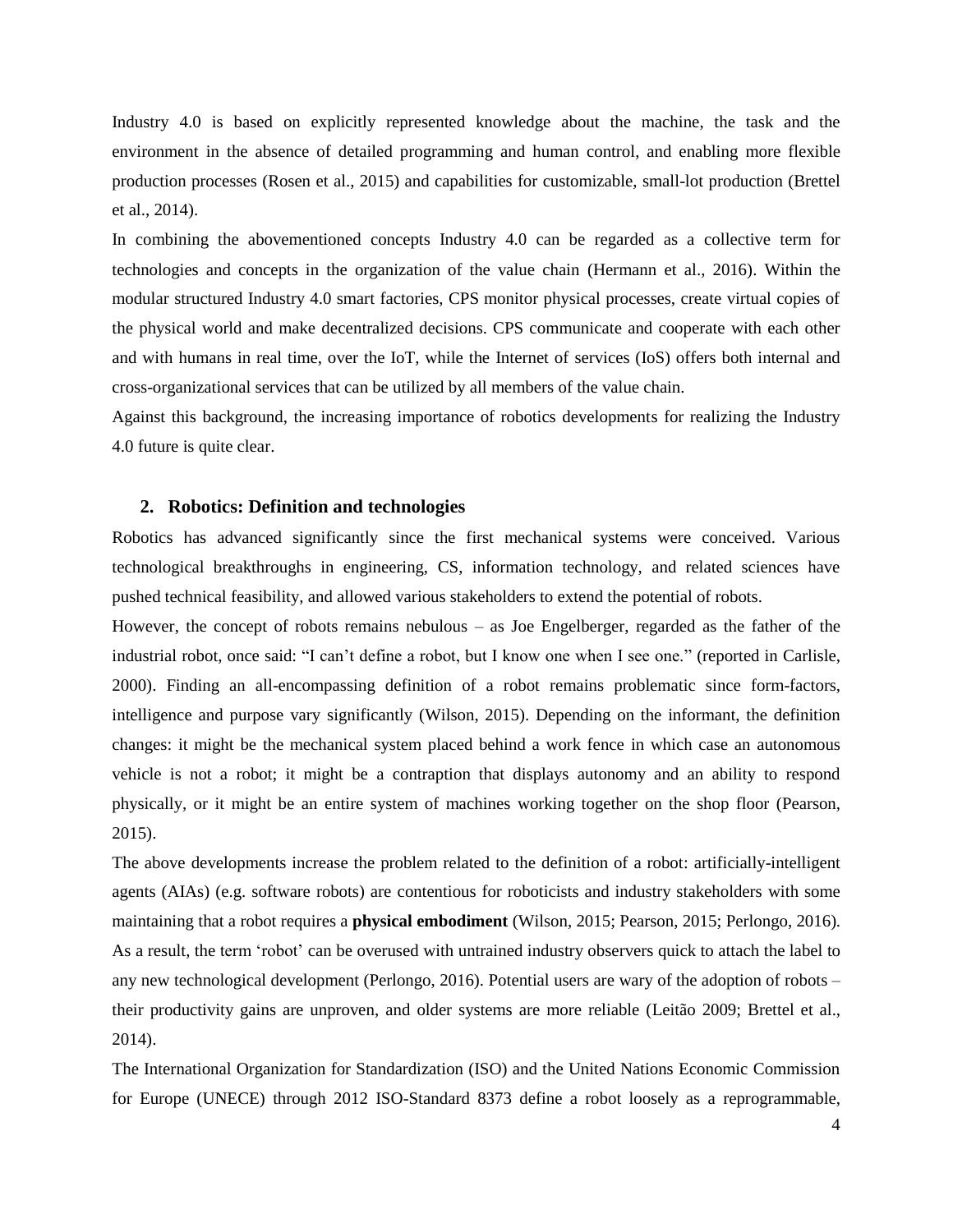Industry 4.0 is based on explicitly represented knowledge about the machine, the task and the environment in the absence of detailed programming and human control, and enabling more flexible production processes (Rosen et al., 2015) and capabilities for customizable, small-lot production (Brettel et al., 2014).

In combining the abovementioned concepts Industry 4.0 can be regarded as a collective term for technologies and concepts in the organization of the value chain (Hermann et al., 2016). Within the modular structured Industry 4.0 smart factories, CPS monitor physical processes, create virtual copies of the physical world and make decentralized decisions. CPS communicate and cooperate with each other and with humans in real time, over the IoT, while the Internet of services (IoS) offers both internal and cross-organizational services that can be utilized by all members of the value chain.

Against this background, the increasing importance of robotics developments for realizing the Industry 4.0 future is quite clear.

## 2. Robotics: Definition and technologies

Robotics has advanced significantly since the first mechanical systems were conceived. Various technological breakthroughs in engineering, CS, information technology, and related sciences have pushed technical feasibility, and allowed various stakeholders to extend the potential of robots.

However, the concept of robots remains nebulous – as Joe Engelberger, regarded as the father of the industrial robot, once said: "I can't define a robot, but I know one when I see one." (reported in Carlisle, 2000). Finding an all-encompassing definition of a robot remains problematic since form-factors, intelligence and purpose vary significantly (Wilson, 2015). Depending on the informant, the definition changes: it might be the mechanical system placed behind a work fence in which case an autonomous vehicle is not a robot; it might be a contraption that displays autonomy and an ability to respond physically, or it might be an entire system of machines working together on the shop floor (Pearson, 2015).

The above developments increase the problem related to the definition of a robot: artificially-intelligent agents (AIAs) (e.g. software robots) are contentious for roboticists and industry stakeholders with some maintaining that a robot requires a **physical embodiment** (Wilson, 2015; Pearson, 2015; Perlongo, 2016). As a result, the term 'robot' can be overused with untrained industry observers quick to attach the label to any new technological development (Perlongo, 2016). Potential users are wary of the adoption of robots – their productivity gains are unproven, and older systems are more reliable (Leitão 2009; Brettel et al., 2014).

The International Organization for Standardization (ISO) and the United Nations Economic Commission for Europe (UNECE) through 2012 ISO-Standard 8373 define a robot loosely as a reprogrammable,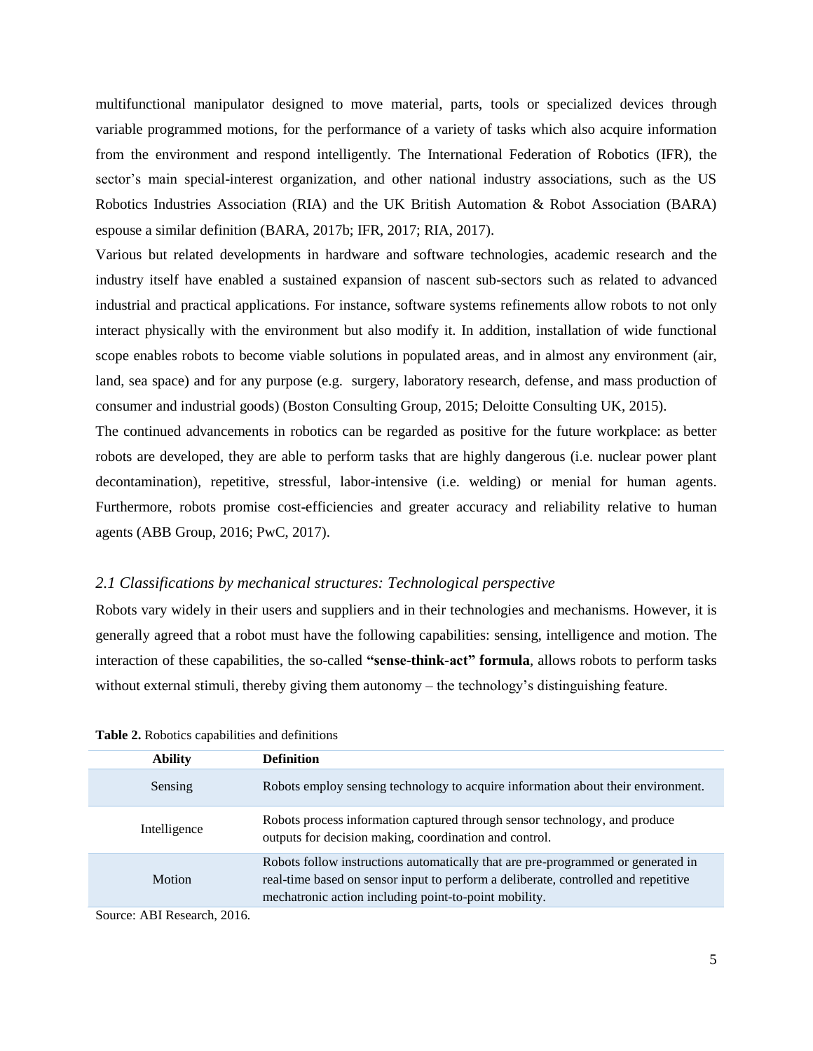multifunctional manipulator designed to move material, parts, tools or specialized devices through variable programmed motions, for the performance of a variety of tasks which also acquire information from the environment and respond intelligently. The International Federation of Robotics (IFR), the sector's main special-interest organization, and other national industry associations, such as the US Robotics Industries Association (RIA) and the UK British Automation & Robot Association (BARA) espouse a similar definition (BARA, 2017b; IFR, 2017; RIA, 2017).

Various but related developments in hardware and software technologies, academic research and the industry itself have enabled a sustained expansion of nascent sub-sectors such as related to advanced industrial and practical applications. For instance, software systems refinements allow robots to not only interact physically with the environment but also modify it. In addition, installation of wide functional scope enables robots to become viable solutions in populated areas, and in almost any environment (air, land, sea space) and for any purpose (e.g. surgery, laboratory research, defense, and mass production of consumer and industrial goods) (Boston Consulting Group, 2015; Deloitte Consulting UK, 2015).

The continued advancements in robotics can be regarded as positive for the future workplace: as better robots are developed, they are able to perform tasks that are highly dangerous (i.e. nuclear power plant decontamination), repetitive, stressful, labor-intensive (i.e. welding) or menial for human agents. Furthermore, robots promise cost-efficiencies and greater accuracy and reliability relative to human agents (ABB Group, 2016; PwC, 2017).

### *2.1 Classifications by mechanical structures: Technological perspective*

Robots vary widely in their users and suppliers and in their technologies and mechanisms. However, it is generally agreed that a robot must have the following capabilities: sensing, intelligence and motion. The interaction of these capabilities, the so-called **"sense-think-act" formula**, allows robots to perform tasks without external stimuli, thereby giving them autonomy – the technology's distinguishing feature.

**Table 2.** Robotics capabilities and definitions

| Ability | Definition |
|---|---|
| Sensing | Robots employ sensing technology to acquire information about their environment. |
| Intelligence | Robots process information captured through sensor technology, and produce outputs for decision making, coordination and control. |
| Motion | Robots follow instructions automatically that are pre-programmed or generated in real-time based on sensor input to perform a deliberate, controlled and repetitive mechatronic action including point-to-point mobility. |

Source: ABI Research, 2016.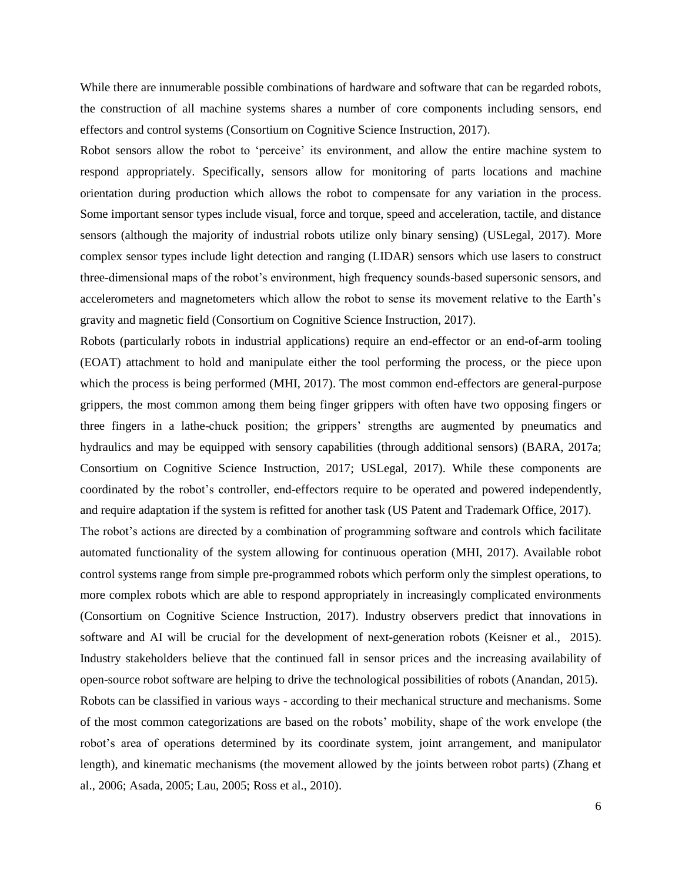While there are innumerable possible combinations of hardware and software that can be regarded robots, the construction of all machine systems shares a number of core components including sensors, end effectors and control systems (Consortium on Cognitive Science Instruction, 2017).

Robot sensors allow the robot to 'perceive' its environment, and allow the entire machine system to respond appropriately. Specifically, sensors allow for monitoring of parts locations and machine orientation during production which allows the robot to compensate for any variation in the process. Some important sensor types include visual, force and torque, speed and acceleration, tactile, and distance sensors (although the majority of industrial robots utilize only binary sensing) (USLegal, 2017). More complex sensor types include light detection and ranging (LIDAR) sensors which use lasers to construct three-dimensional maps of the robot's environment, high frequency sounds-based supersonic sensors, and accelerometers and magnetometers which allow the robot to sense its movement relative to the Earth's gravity and magnetic field (Consortium on Cognitive Science Instruction, 2017).

Robots (particularly robots in industrial applications) require an end-effector or an end-of-arm tooling (EOAT) attachment to hold and manipulate either the tool performing the process, or the piece upon which the process is being performed (MHI, 2017). The most common end-effectors are general-purpose grippers, the most common among them being finger grippers with often have two opposing fingers or three fingers in a lathe-chuck position; the grippers' strengths are augmented by pneumatics and hydraulics and may be equipped with sensory capabilities (through additional sensors) (BARA, 2017a; Consortium on Cognitive Science Instruction, 2017; USLegal, 2017). While these components are coordinated by the robot's controller, end-effectors require to be operated and powered independently, and require adaptation if the system is refitted for another task (US Patent and Trademark Office, 2017).

The robot's actions are directed by a combination of programming software and controls which facilitate automated functionality of the system allowing for continuous operation (MHI, 2017). Available robot control systems range from simple pre-programmed robots which perform only the simplest operations, to more complex robots which are able to respond appropriately in increasingly complicated environments (Consortium on Cognitive Science Instruction, 2017). Industry observers predict that innovations in software and AI will be crucial for the development of next-generation robots (Keisner et al., 2015). Industry stakeholders believe that the continued fall in sensor prices and the increasing availability of open-source robot software are helping to drive the technological possibilities of robots (Anandan, 2015).

Robots can be classified in various ways - according to their mechanical structure and mechanisms. Some of the most common categorizations are based on the robots' mobility, shape of the work envelope (the robot's area of operations determined by its coordinate system, joint arrangement, and manipulator length), and kinematic mechanisms (the movement allowed by the joints between robot parts) (Zhang et al., 2006; Asada, 2005; Lau, 2005; Ross et al., 2010).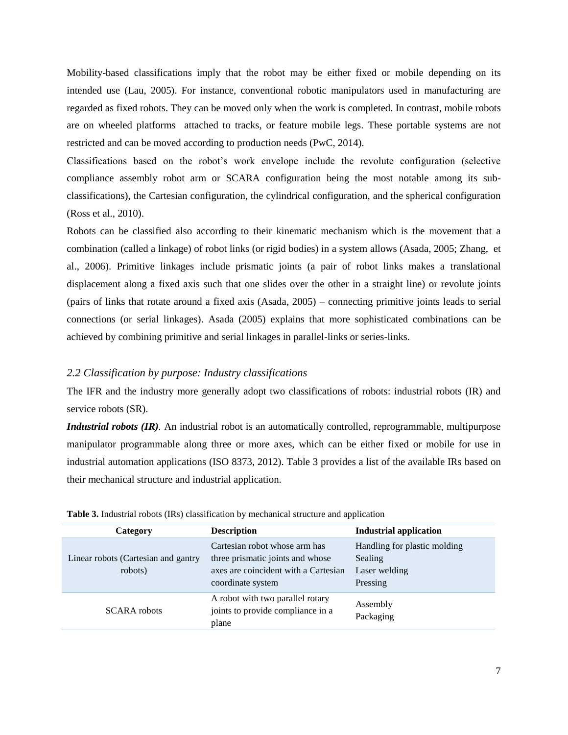Mobility-based classifications imply that the robot may be either fixed or mobile depending on its intended use (Lau, 2005). For instance, conventional robotic manipulators used in manufacturing are regarded as fixed robots. They can be moved only when the work is completed. In contrast, mobile robots are on wheeled platforms attached to tracks, or feature mobile legs. These portable systems are not restricted and can be moved according to production needs (PwC, 2014).

Classifications based on the robot's work envelope include the revolute configuration (selective compliance assembly robot arm or SCARA configuration being the most notable among its sub-classifications), the Cartesian configuration, the cylindrical configuration, and the spherical configuration (Ross et al., 2010).

Robots can be classified also according to their kinematic mechanism which is the movement that a combination (called a linkage) of robot links (or rigid bodies) in a system allows (Asada, 2005; Zhang, et al., 2006). Primitive linkages include prismatic joints (a pair of robot links makes a translational displacement along a fixed axis such that one slides over the other in a straight line) or revolute joints (pairs of links that rotate around a fixed axis (Asada, 2005) – connecting primitive joints leads to serial connections (or serial linkages). Asada (2005) explains that more sophisticated combinations can be achieved by combining primitive and serial linkages in parallel-links or series-links.

### *2.2 Classification by purpose: Industry classifications*

The IFR and the industry more generally adopt two classifications of robots: industrial robots (IR) and service robots (SR).

***Industrial robots (IR)***. An industrial robot is an automatically controlled, reprogrammable, multipurpose manipulator programmable along three or more axes, which can be either fixed or mobile for use in industrial automation applications (ISO 8373, 2012). Table 3 provides a list of the available IRs based on their mechanical structure and industrial application.

**Table 3.** Industrial robots (IRs) classification by mechanical structure and application

| Category | Description | Industrial application |
|---|---|---|
| Linear robots (Cartesian and gantry robots) | Cartesian robot whose arm has three prismatic joints and whose axes are coincident with a Cartesian coordinate system | Handling for plastic molding<br>Sealing<br>Laser welding<br>Pressing |
| SCARA robots | A robot with two parallel rotary joints to provide compliance in a plane | Assembly<br>Packaging |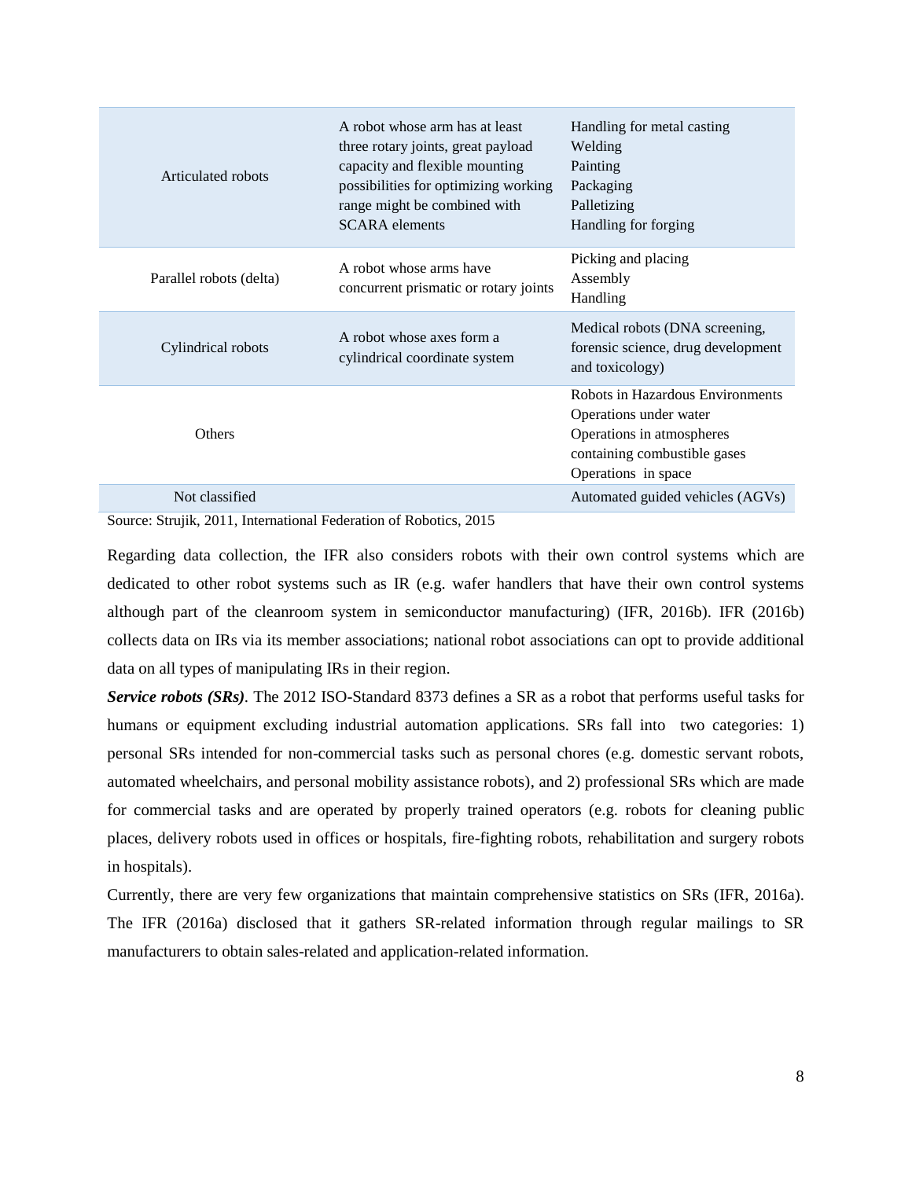| | | |
|---|---|---|
| Articulated robots | A robot whose arm has at least three rotary joints, great payload capacity and flexible mounting possibilities for optimizing working range might be combined with SCARA elements | Handling for metal casting<br>Welding<br>Painting<br>Packaging<br>Palletizing<br>Handling for forging |
| Parallel robots (delta) | A robot whose arms have concurrent prismatic or rotary joints | Picking and placing<br>Assembly<br>Handling |
| Cylindrical robots | A robot whose axes form a cylindrical coordinate system | Medical robots (DNA screening, forensic science, drug development and toxicology) |
| Others | | Robots in Hazardous Environments<br>Operations under water<br>Operations in atmospheres containing combustible gases<br>Operations in space |
| Not classified | | Automated guided vehicles (AGVs) |

Source: Strujik, 2011, International Federation of Robotics, 2015

Regarding data collection, the IFR also considers robots with their own control systems which are dedicated to other robot systems such as IR (e.g. wafer handlers that have their own control systems although part of the cleanroom system in semiconductor manufacturing) (IFR, 2016b). IFR (2016b) collects data on IRs via its member associations; national robot associations can opt to provide additional data on all types of manipulating IRs in their region.

***Service robots (SRs)***. The 2012 ISO-Standard 8373 defines a SR as a robot that performs useful tasks for humans or equipment excluding industrial automation applications. SRs fall into two categories: 1) personal SRs intended for non-commercial tasks such as personal chores (e.g. domestic servant robots, automated wheelchairs, and personal mobility assistance robots), and 2) professional SRs which are made for commercial tasks and are operated by properly trained operators (e.g. robots for cleaning public places, delivery robots used in offices or hospitals, fire-fighting robots, rehabilitation and surgery robots in hospitals).

Currently, there are very few organizations that maintain comprehensive statistics on SRs (IFR, 2016a). The IFR (2016a) disclosed that it gathers SR-related information through regular mailings to SR manufacturers to obtain sales-related and application-related information.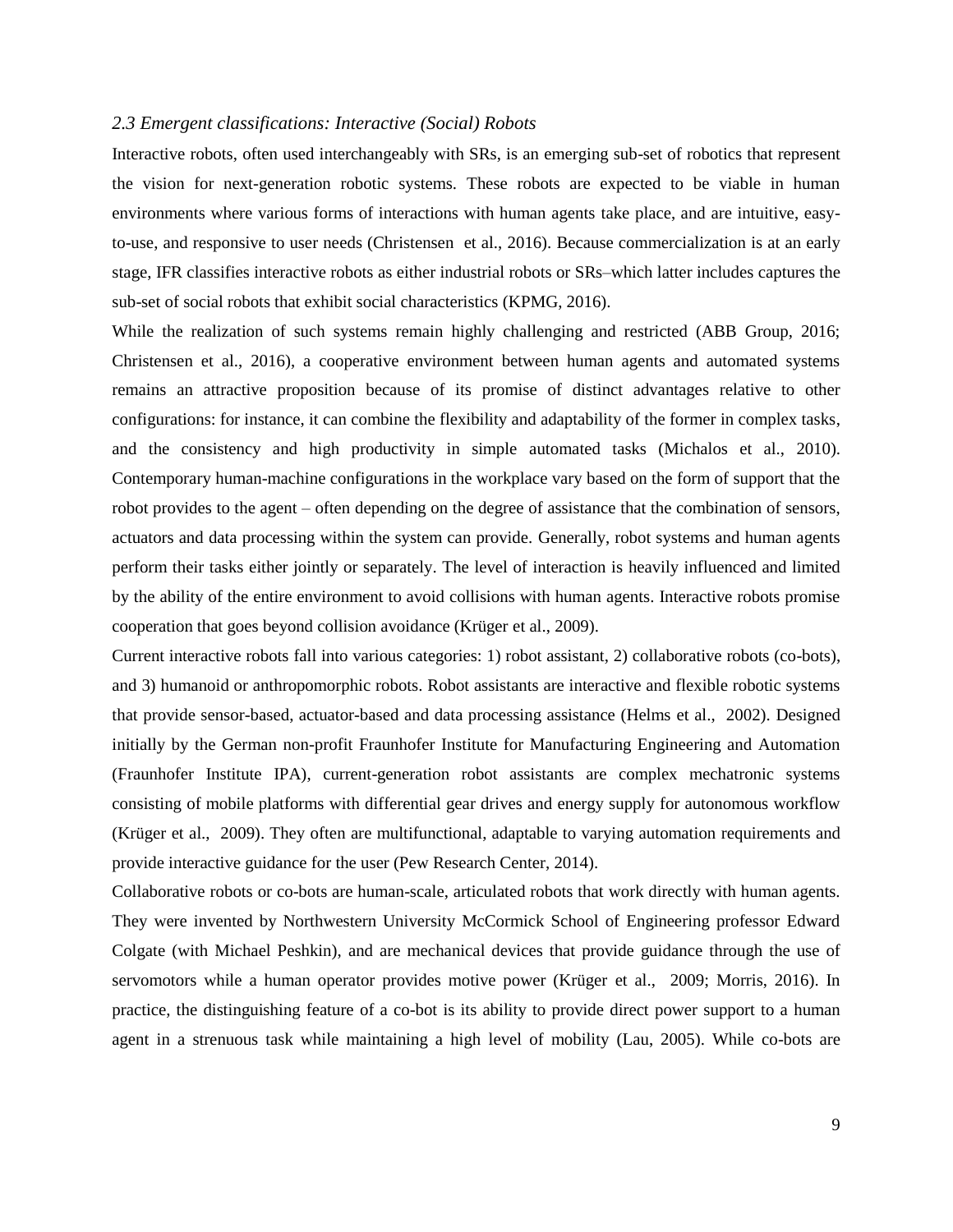### *2.3 Emergent classifications: Interactive (Social) Robots*

Interactive robots, often used interchangeably with SRs, is an emerging sub-set of robotics that represent the vision for next-generation robotic systems. These robots are expected to be viable in human environments where various forms of interactions with human agents take place, and are intuitive, easy-to-use, and responsive to user needs (Christensen et al., 2016). Because commercialization is at an early stage, IFR classifies interactive robots as either industrial robots or SRs–which latter includes captures the sub-set of social robots that exhibit social characteristics (KPMG, 2016).

While the realization of such systems remain highly challenging and restricted (ABB Group, 2016; Christensen et al., 2016), a cooperative environment between human agents and automated systems remains an attractive proposition because of its promise of distinct advantages relative to other configurations: for instance, it can combine the flexibility and adaptability of the former in complex tasks, and the consistency and high productivity in simple automated tasks (Michalos et al., 2010). Contemporary human-machine configurations in the workplace vary based on the form of support that the robot provides to the agent – often depending on the degree of assistance that the combination of sensors, actuators and data processing within the system can provide. Generally, robot systems and human agents perform their tasks either jointly or separately. The level of interaction is heavily influenced and limited by the ability of the entire environment to avoid collisions with human agents. Interactive robots promise cooperation that goes beyond collision avoidance (Krüger et al., 2009).

Current interactive robots fall into various categories: 1) robot assistant, 2) collaborative robots (co-bots), and 3) humanoid or anthropomorphic robots. Robot assistants are interactive and flexible robotic systems that provide sensor-based, actuator-based and data processing assistance (Helms et al., 2002). Designed initially by the German non-profit Fraunhofer Institute for Manufacturing Engineering and Automation (Fraunhofer Institute IPA), current-generation robot assistants are complex mechatronic systems consisting of mobile platforms with differential gear drives and energy supply for autonomous workflow (Krüger et al., 2009). They often are multifunctional, adaptable to varying automation requirements and provide interactive guidance for the user (Pew Research Center, 2014).

Collaborative robots or co-bots are human-scale, articulated robots that work directly with human agents. They were invented by Northwestern University McCormick School of Engineering professor Edward Colgate (with Michael Peshkin), and are mechanical devices that provide guidance through the use of servomotors while a human operator provides motive power (Krüger et al., 2009; Morris, 2016). In practice, the distinguishing feature of a co-bot is its ability to provide direct power support to a human agent in a strenuous task while maintaining a high level of mobility (Lau, 2005). While co-bots are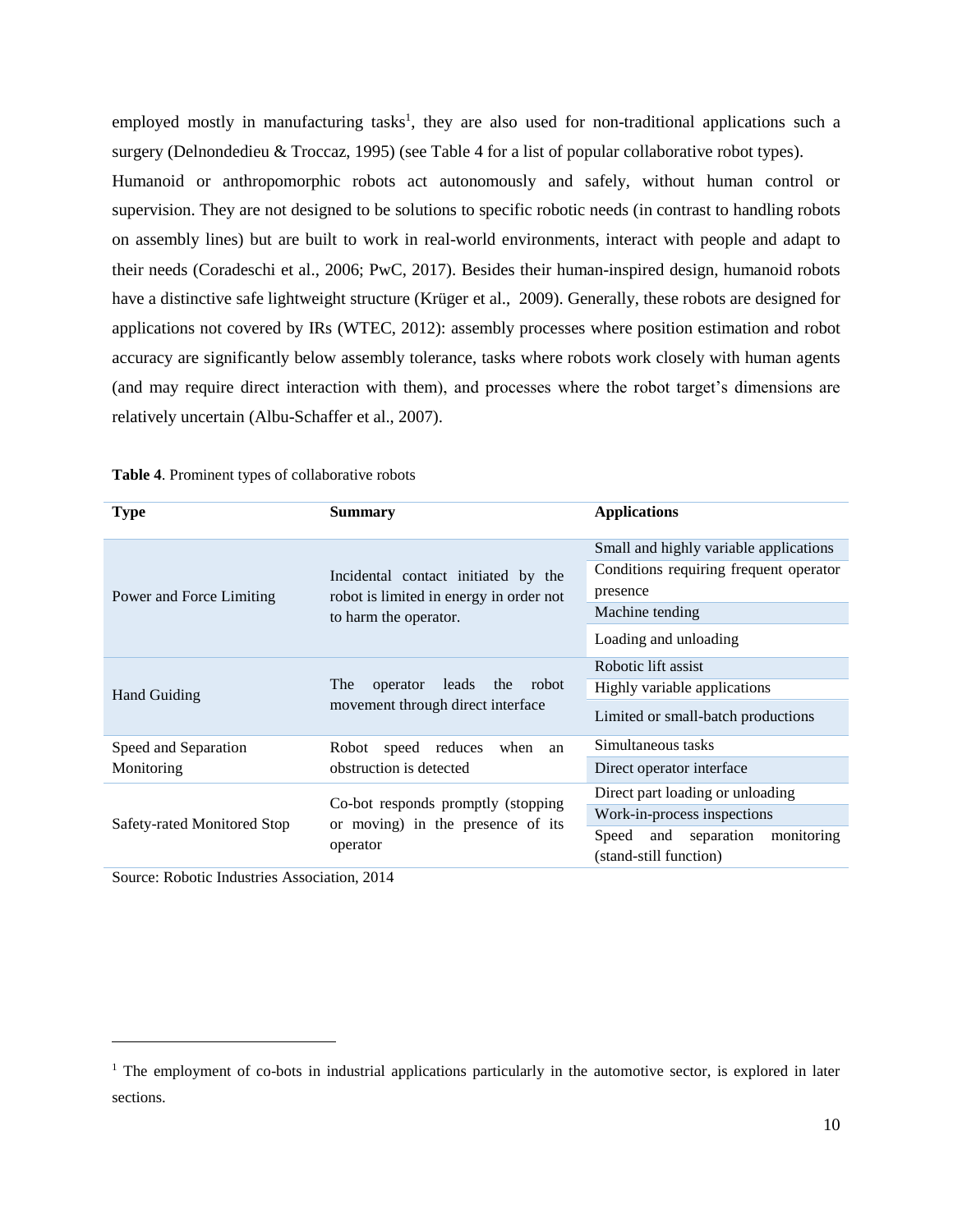employed mostly in manufacturing tasks[1], they are also used for non-traditional applications such a surgery (Delnondedieu & Troccaz, 1995) (see Table 4 for a list of popular collaborative robot types).

Humanoid or anthropomorphic robots act autonomously and safely, without human control or supervision. They are not designed to be solutions to specific robotic needs (in contrast to handling robots on assembly lines) but are built to work in real-world environments, interact with people and adapt to their needs (Coradeschi et al., 2006; PwC, 2017). Besides their human-inspired design, humanoid robots have a distinctive safe lightweight structure (Krüger et al., 2009). Generally, these robots are designed for applications not covered by IRs (WTEC, 2012): assembly processes where position estimation and robot accuracy are significantly below assembly tolerance, tasks where robots work closely with human agents (and may require direct interaction with them), and processes where the robot target's dimensions are relatively uncertain (Albu-Schaffer et al., 2007).

**Table 4**. Prominent types of collaborative robots

| Type | Summary | Applications |
|---|---|---|
| Power and Force Limiting | Incidental contact initiated by the robot is limited in energy in order not to harm the operator. | Small and highly variable applications |
| | | Conditions requiring frequent operator presence |
| | | Machine tending |
| | | Loading and unloading |
| Hand Guiding | The operator leads the robot movement through direct interface | Robotic lift assist |
| | | Highly variable applications |
| | | Limited or small-batch productions |
| Speed and Separation Monitoring | Robot speed reduces when an obstruction is detected | Simultaneous tasks |
| | | Direct operator interface |
| Safety-rated Monitored Stop | Co-bot responds promptly (stopping or moving) in the presence of its operator | Direct part loading or unloading |
| | | Work-in-process inspections |
| | | Speed and separation monitoring (stand-still function) |

Source: Robotic Industries Association, 2014

[1] The employment of co-bots in industrial applications particularly in the automotive sector, is explored in later sections.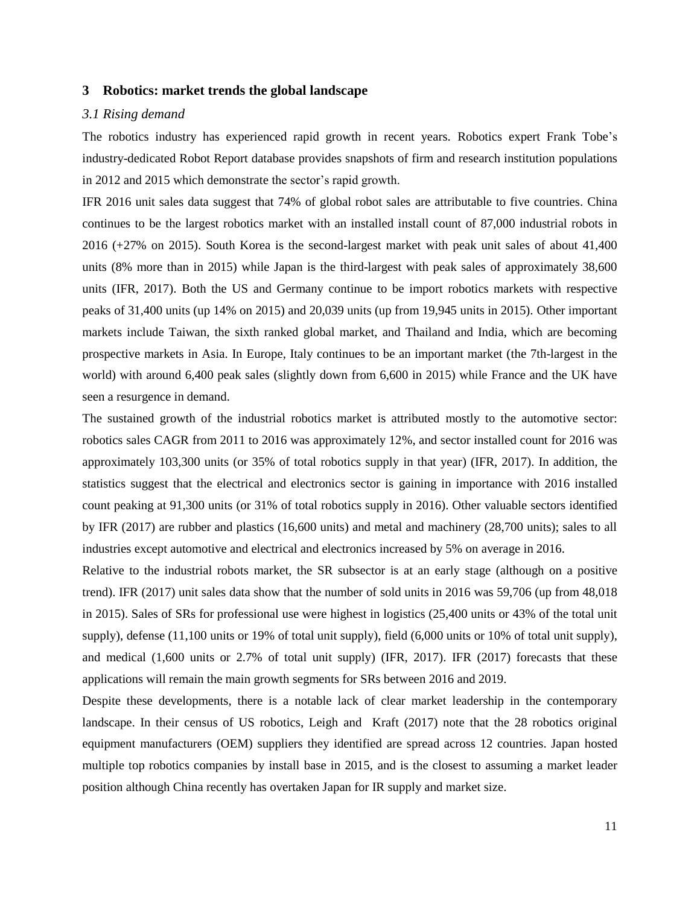## 3 Robotics: market trends the global landscape

### *3.1 Rising demand*

The robotics industry has experienced rapid growth in recent years. Robotics expert Frank Tobe's industry-dedicated Robot Report database provides snapshots of firm and research institution populations in 2012 and 2015 which demonstrate the sector's rapid growth.

IFR 2016 unit sales data suggest that 74% of global robot sales are attributable to five countries. China continues to be the largest robotics market with an installed install count of 87,000 industrial robots in 2016 (+27% on 2015). South Korea is the second-largest market with peak unit sales of about 41,400 units (8% more than in 2015) while Japan is the third-largest with peak sales of approximately 38,600 units (IFR, 2017). Both the US and Germany continue to be import robotics markets with respective peaks of 31,400 units (up 14% on 2015) and 20,039 units (up from 19,945 units in 2015). Other important markets include Taiwan, the sixth ranked global market, and Thailand and India, which are becoming prospective markets in Asia. In Europe, Italy continues to be an important market (the 7th-largest in the world) with around 6,400 peak sales (slightly down from 6,600 in 2015) while France and the UK have seen a resurgence in demand.

The sustained growth of the industrial robotics market is attributed mostly to the automotive sector: robotics sales CAGR from 2011 to 2016 was approximately 12%, and sector installed count for 2016 was approximately 103,300 units (or 35% of total robotics supply in that year) (IFR, 2017). In addition, the statistics suggest that the electrical and electronics sector is gaining in importance with 2016 installed count peaking at 91,300 units (or 31% of total robotics supply in 2016). Other valuable sectors identified by IFR (2017) are rubber and plastics (16,600 units) and metal and machinery (28,700 units); sales to all industries except automotive and electrical and electronics increased by 5% on average in 2016.

Relative to the industrial robots market, the SR subsector is at an early stage (although on a positive trend). IFR (2017) unit sales data show that the number of sold units in 2016 was 59,706 (up from 48,018 in 2015). Sales of SRs for professional use were highest in logistics (25,400 units or 43% of the total unit supply), defense (11,100 units or 19% of total unit supply), field (6,000 units or 10% of total unit supply), and medical (1,600 units or 2.7% of total unit supply) (IFR, 2017). IFR (2017) forecasts that these applications will remain the main growth segments for SRs between 2016 and 2019.

Despite these developments, there is a notable lack of clear market leadership in the contemporary landscape. In their census of US robotics, Leigh and Kraft (2017) note that the 28 robotics original equipment manufacturers (OEM) suppliers they identified are spread across 12 countries. Japan hosted multiple top robotics companies by install base in 2015, and is the closest to assuming a market leader position although China recently has overtaken Japan for IR supply and market size.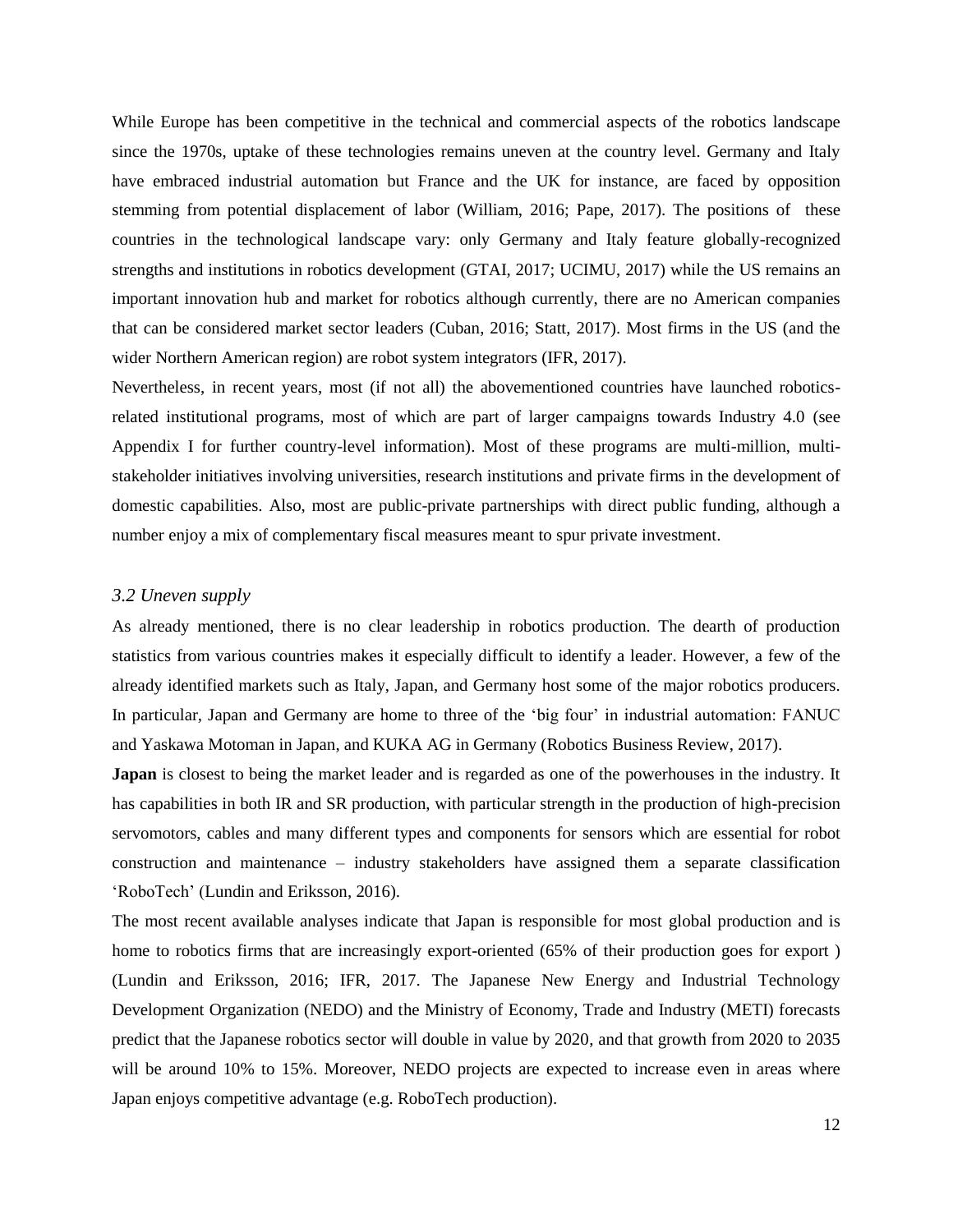While Europe has been competitive in the technical and commercial aspects of the robotics landscape since the 1970s, uptake of these technologies remains uneven at the country level. Germany and Italy have embraced industrial automation but France and the UK for instance, are faced by opposition stemming from potential displacement of labor (William, 2016; Pape, 2017). The positions of these countries in the technological landscape vary: only Germany and Italy feature globally-recognized strengths and institutions in robotics development (GTAI, 2017; UCIMU, 2017) while the US remains an important innovation hub and market for robotics although currently, there are no American companies that can be considered market sector leaders (Cuban, 2016; Statt, 2017). Most firms in the US (and the wider Northern American region) are robot system integrators (IFR, 2017).

Nevertheless, in recent years, most (if not all) the abovementioned countries have launched robotics-related institutional programs, most of which are part of larger campaigns towards Industry 4.0 (see Appendix I for further country-level information). Most of these programs are multi-million, multi-stakeholder initiatives involving universities, research institutions and private firms in the development of domestic capabilities. Also, most are public-private partnerships with direct public funding, although a number enjoy a mix of complementary fiscal measures meant to spur private investment.

### *3.2 Uneven supply*

As already mentioned, there is no clear leadership in robotics production. The dearth of production statistics from various countries makes it especially difficult to identify a leader. However, a few of the already identified markets such as Italy, Japan, and Germany host some of the major robotics producers. In particular, Japan and Germany are home to three of the 'big four' in industrial automation: FANUC and Yaskawa Motoman in Japan, and KUKA AG in Germany (Robotics Business Review, 2017).

**Japan** is closest to being the market leader and is regarded as one of the powerhouses in the industry. It has capabilities in both IR and SR production, with particular strength in the production of high-precision servomotors, cables and many different types and components for sensors which are essential for robot construction and maintenance – industry stakeholders have assigned them a separate classification 'RoboTech' (Lundin and Eriksson, 2016).

The most recent available analyses indicate that Japan is responsible for most global production and is home to robotics firms that are increasingly export-oriented (65% of their production goes for export ) (Lundin and Eriksson, 2016; IFR, 2017. The Japanese New Energy and Industrial Technology Development Organization (NEDO) and the Ministry of Economy, Trade and Industry (METI) forecasts predict that the Japanese robotics sector will double in value by 2020, and that growth from 2020 to 2035 will be around 10% to 15%. Moreover, NEDO projects are expected to increase even in areas where Japan enjoys competitive advantage (e.g. RoboTech production).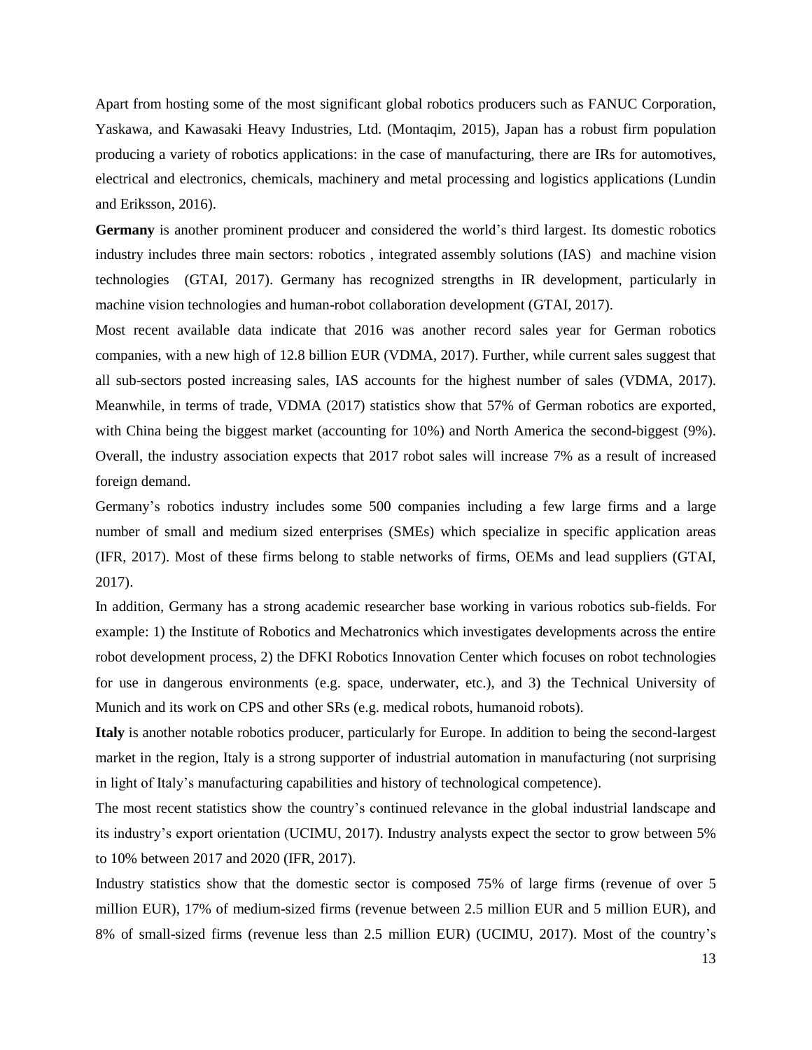Apart from hosting some of the most significant global robotics producers such as FANUC Corporation, Yaskawa, and Kawasaki Heavy Industries, Ltd. (Montaqim, 2015), Japan has a robust firm population producing a variety of robotics applications: in the case of manufacturing, there are IRs for automotives, electrical and electronics, chemicals, machinery and metal processing and logistics applications (Lundin and Eriksson, 2016).

**Germany** is another prominent producer and considered the world's third largest. Its domestic robotics industry includes three main sectors: robotics , integrated assembly solutions (IAS) and machine vision technologies (GTAI, 2017). Germany has recognized strengths in IR development, particularly in machine vision technologies and human-robot collaboration development (GTAI, 2017).

Most recent available data indicate that 2016 was another record sales year for German robotics companies, with a new high of 12.8 billion EUR (VDMA, 2017). Further, while current sales suggest that all sub-sectors posted increasing sales, IAS accounts for the highest number of sales (VDMA, 2017). Meanwhile, in terms of trade, VDMA (2017) statistics show that 57% of German robotics are exported, with China being the biggest market (accounting for 10%) and North America the second-biggest (9%). Overall, the industry association expects that 2017 robot sales will increase 7% as a result of increased foreign demand.

Germany's robotics industry includes some 500 companies including a few large firms and a large number of small and medium sized enterprises (SMEs) which specialize in specific application areas (IFR, 2017). Most of these firms belong to stable networks of firms, OEMs and lead suppliers (GTAI, 2017).

In addition, Germany has a strong academic researcher base working in various robotics sub-fields. For example: 1) the Institute of Robotics and Mechatronics which investigates developments across the entire robot development process, 2) the DFKI Robotics Innovation Center which focuses on robot technologies for use in dangerous environments (e.g. space, underwater, etc.), and 3) the Technical University of Munich and its work on CPS and other SRs (e.g. medical robots, humanoid robots).

**Italy** is another notable robotics producer, particularly for Europe. In addition to being the second-largest market in the region, Italy is a strong supporter of industrial automation in manufacturing (not surprising in light of Italy's manufacturing capabilities and history of technological competence).

The most recent statistics show the country's continued relevance in the global industrial landscape and its industry's export orientation (UCIMU, 2017). Industry analysts expect the sector to grow between 5% to 10% between 2017 and 2020 (IFR, 2017).

Industry statistics show that the domestic sector is composed 75% of large firms (revenue of over 5 million EUR), 17% of medium-sized firms (revenue between 2.5 million EUR and 5 million EUR), and 8% of small-sized firms (revenue less than 2.5 million EUR) (UCIMU, 2017). Most of the country's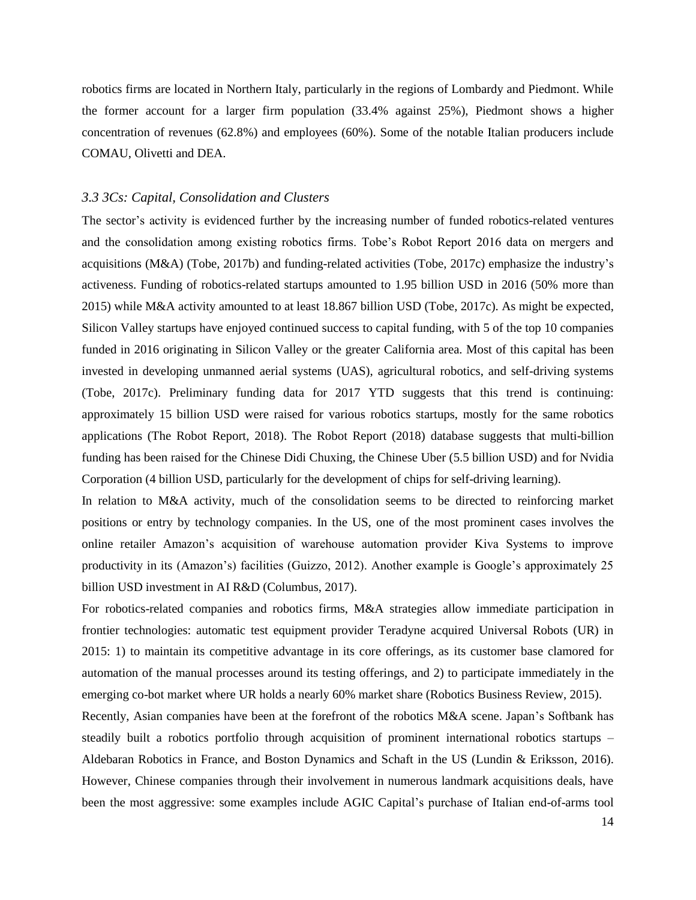robotics firms are located in Northern Italy, particularly in the regions of Lombardy and Piedmont. While the former account for a larger firm population (33.4% against 25%), Piedmont shows a higher concentration of revenues (62.8%) and employees (60%). Some of the notable Italian producers include COMAU, Olivetti and DEA.

### *3.3 3Cs: Capital, Consolidation and Clusters*

The sector's activity is evidenced further by the increasing number of funded robotics-related ventures and the consolidation among existing robotics firms. Tobe's Robot Report 2016 data on mergers and acquisitions (M&A) (Tobe, 2017b) and funding-related activities (Tobe, 2017c) emphasize the industry's activeness. Funding of robotics-related startups amounted to 1.95 billion USD in 2016 (50% more than 2015) while M&A activity amounted to at least 18.867 billion USD (Tobe, 2017c). As might be expected, Silicon Valley startups have enjoyed continued success to capital funding, with 5 of the top 10 companies funded in 2016 originating in Silicon Valley or the greater California area. Most of this capital has been invested in developing unmanned aerial systems (UAS), agricultural robotics, and self-driving systems (Tobe, 2017c). Preliminary funding data for 2017 YTD suggests that this trend is continuing: approximately 15 billion USD were raised for various robotics startups, mostly for the same robotics applications (The Robot Report, 2018). The Robot Report (2018) database suggests that multi-billion funding has been raised for the Chinese Didi Chuxing, the Chinese Uber (5.5 billion USD) and for Nvidia Corporation (4 billion USD, particularly for the development of chips for self-driving learning).

In relation to M&A activity, much of the consolidation seems to be directed to reinforcing market positions or entry by technology companies. In the US, one of the most prominent cases involves the online retailer Amazon's acquisition of warehouse automation provider Kiva Systems to improve productivity in its (Amazon's) facilities (Guizzo, 2012). Another example is Google's approximately 25 billion USD investment in AI R&D (Columbus, 2017).

For robotics-related companies and robotics firms, M&A strategies allow immediate participation in frontier technologies: automatic test equipment provider Teradyne acquired Universal Robots (UR) in 2015: 1) to maintain its competitive advantage in its core offerings, as its customer base clamored for automation of the manual processes around its testing offerings, and 2) to participate immediately in the emerging co-bot market where UR holds a nearly 60% market share (Robotics Business Review, 2015).

Recently, Asian companies have been at the forefront of the robotics M&A scene. Japan's Softbank has steadily built a robotics portfolio through acquisition of prominent international robotics startups – Aldebaran Robotics in France, and Boston Dynamics and Schaft in the US (Lundin & Eriksson, 2016). However, Chinese companies through their involvement in numerous landmark acquisitions deals, have been the most aggressive: some examples include AGIC Capital's purchase of Italian end-of-arms tool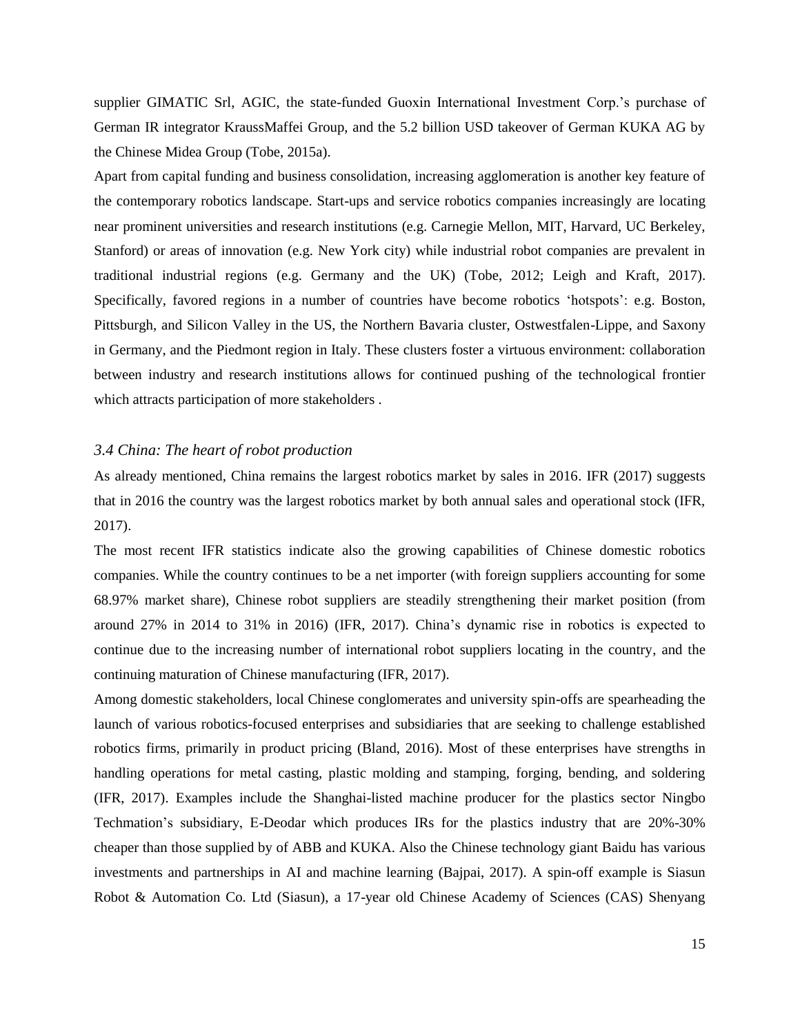supplier GIMATIC Srl, AGIC, the state-funded Guoxin International Investment Corp.'s purchase of German IR integrator KraussMaffei Group, and the 5.2 billion USD takeover of German KUKA AG by the Chinese Midea Group (Tobe, 2015a).

Apart from capital funding and business consolidation, increasing agglomeration is another key feature of the contemporary robotics landscape. Start-ups and service robotics companies increasingly are locating near prominent universities and research institutions (e.g. Carnegie Mellon, MIT, Harvard, UC Berkeley, Stanford) or areas of innovation (e.g. New York city) while industrial robot companies are prevalent in traditional industrial regions (e.g. Germany and the UK) (Tobe, 2012; Leigh and Kraft, 2017). Specifically, favored regions in a number of countries have become robotics 'hotspots': e.g. Boston, Pittsburgh, and Silicon Valley in the US, the Northern Bavaria cluster, Ostwestfalen-Lippe, and Saxony in Germany, and the Piedmont region in Italy. These clusters foster a virtuous environment: collaboration between industry and research institutions allows for continued pushing of the technological frontier which attracts participation of more stakeholders .

### *3.4 China: The heart of robot production*

As already mentioned, China remains the largest robotics market by sales in 2016. IFR (2017) suggests that in 2016 the country was the largest robotics market by both annual sales and operational stock (IFR, 2017).

The most recent IFR statistics indicate also the growing capabilities of Chinese domestic robotics companies. While the country continues to be a net importer (with foreign suppliers accounting for some 68.97% market share), Chinese robot suppliers are steadily strengthening their market position (from around 27% in 2014 to 31% in 2016) (IFR, 2017). China's dynamic rise in robotics is expected to continue due to the increasing number of international robot suppliers locating in the country, and the continuing maturation of Chinese manufacturing (IFR, 2017).

Among domestic stakeholders, local Chinese conglomerates and university spin-offs are spearheading the launch of various robotics-focused enterprises and subsidiaries that are seeking to challenge established robotics firms, primarily in product pricing (Bland, 2016). Most of these enterprises have strengths in handling operations for metal casting, plastic molding and stamping, forging, bending, and soldering (IFR, 2017). Examples include the Shanghai-listed machine producer for the plastics sector Ningbo Techmation's subsidiary, E-Deodar which produces IRs for the plastics industry that are 20%-30% cheaper than those supplied by of ABB and KUKA. Also the Chinese technology giant Baidu has various investments and partnerships in AI and machine learning (Bajpai, 2017). A spin-off example is Siasun Robot & Automation Co. Ltd (Siasun), a 17-year old Chinese Academy of Sciences (CAS) Shenyang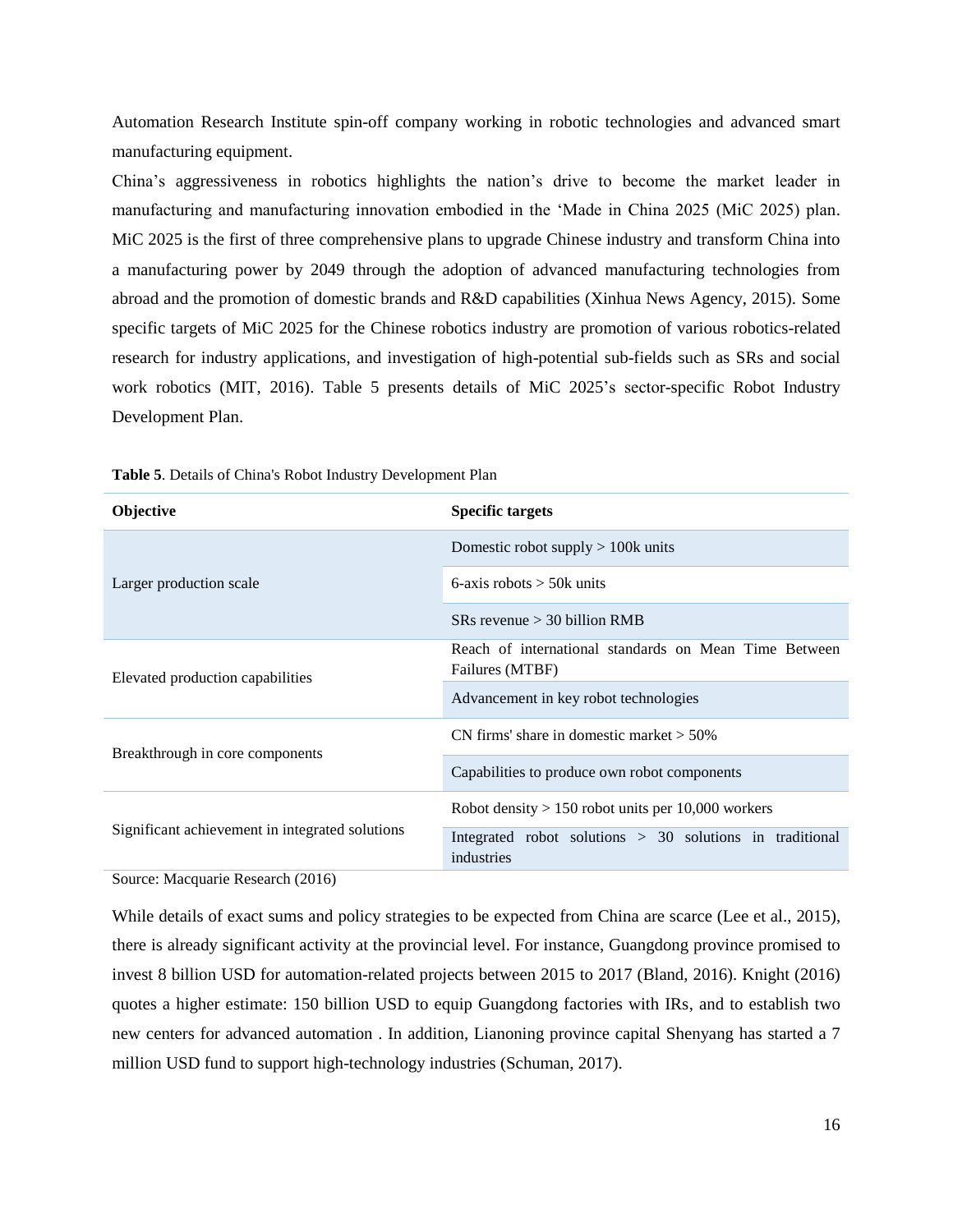Automation Research Institute spin-off company working in robotic technologies and advanced smart manufacturing equipment.

China's aggressiveness in robotics highlights the nation's drive to become the market leader in manufacturing and manufacturing innovation embodied in the 'Made in China 2025 (MiC 2025) plan. MiC 2025 is the first of three comprehensive plans to upgrade Chinese industry and transform China into a manufacturing power by 2049 through the adoption of advanced manufacturing technologies from abroad and the promotion of domestic brands and R&D capabilities (Xinhua News Agency, 2015). Some specific targets of MiC 2025 for the Chinese robotics industry are promotion of various robotics-related research for industry applications, and investigation of high-potential sub-fields such as SRs and social work robotics (MIT, 2016). Table 5 presents details of MiC 2025's sector-specific Robot Industry Development Plan.

**Table 5**. Details of China's Robot Industry Development Plan

| Objective | Specific targets |
|---|---|
| Larger production scale | Domestic robot supply > 100k units |
| | 6-axis robots > 50k units |
| | SRs revenue > 30 billion RMB |
| Elevated production capabilities | Reach of international standards on Mean Time Between Failures (MTBF) |
| | Advancement in key robot technologies |
| Breakthrough in core components | CN firms' share in domestic market > 50% |
| | Capabilities to produce own robot components |
| Significant achievement in integrated solutions | Robot density > 150 robot units per 10,000 workers |
| | Integrated robot solutions > 30 solutions in traditional industries |

Source: Macquarie Research (2016)

While details of exact sums and policy strategies to be expected from China are scarce (Lee et al., 2015), there is already significant activity at the provincial level. For instance, Guangdong province promised to invest 8 billion USD for automation-related projects between 2015 to 2017 (Bland, 2016). Knight (2016) quotes a higher estimate: 150 billion USD to equip Guangdong factories with IRs, and to establish two new centers for advanced automation . In addition, Lianoning province capital Shenyang has started a 7 million USD fund to support high-technology industries (Schuman, 2017).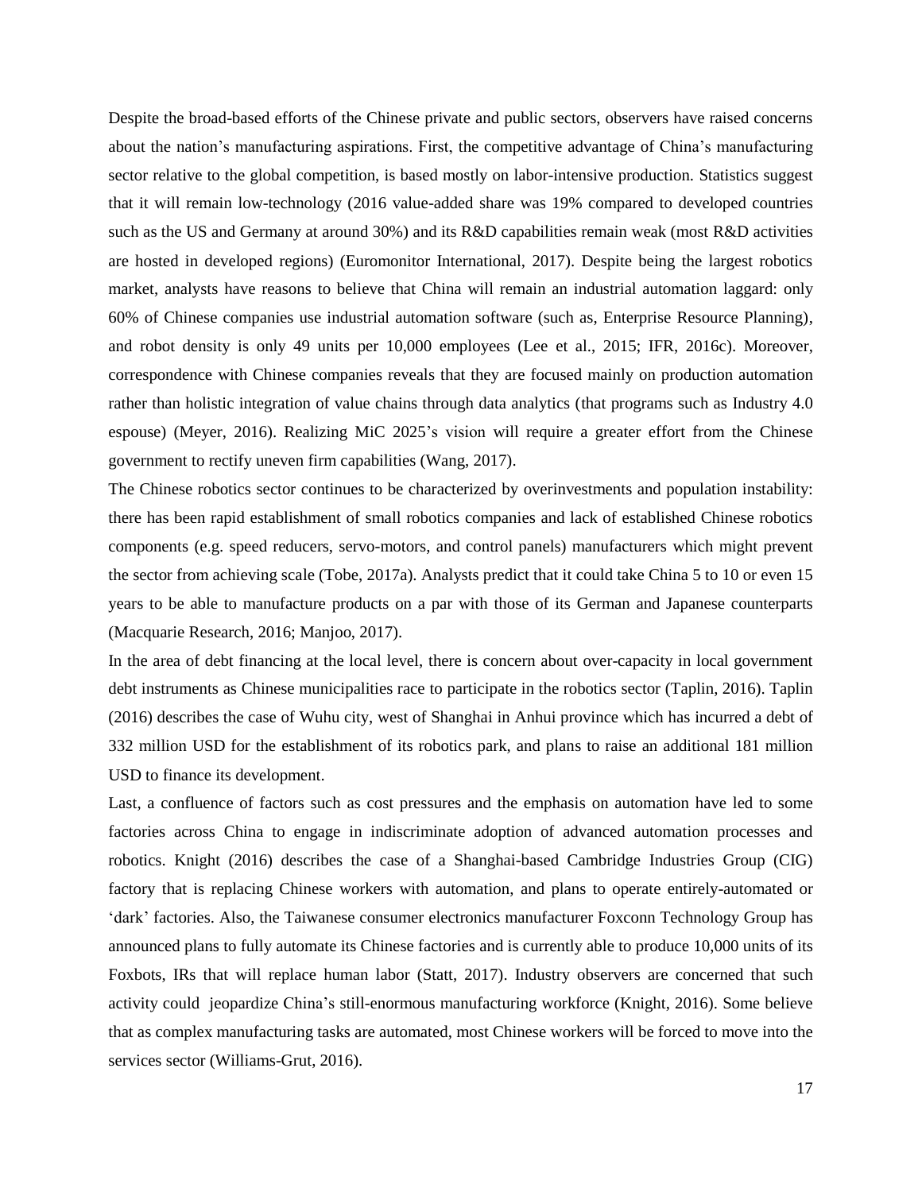Despite the broad-based efforts of the Chinese private and public sectors, observers have raised concerns about the nation's manufacturing aspirations. First, the competitive advantage of China's manufacturing sector relative to the global competition, is based mostly on labor-intensive production. Statistics suggest that it will remain low-technology (2016 value-added share was 19% compared to developed countries such as the US and Germany at around 30%) and its R&D capabilities remain weak (most R&D activities are hosted in developed regions) (Euromonitor International, 2017). Despite being the largest robotics market, analysts have reasons to believe that China will remain an industrial automation laggard: only 60% of Chinese companies use industrial automation software (such as, Enterprise Resource Planning), and robot density is only 49 units per 10,000 employees (Lee et al., 2015; IFR, 2016c). Moreover, correspondence with Chinese companies reveals that they are focused mainly on production automation rather than holistic integration of value chains through data analytics (that programs such as Industry 4.0 espouse) (Meyer, 2016). Realizing MiC 2025's vision will require a greater effort from the Chinese government to rectify uneven firm capabilities (Wang, 2017).

The Chinese robotics sector continues to be characterized by overinvestments and population instability: there has been rapid establishment of small robotics companies and lack of established Chinese robotics components (e.g. speed reducers, servo-motors, and control panels) manufacturers which might prevent the sector from achieving scale (Tobe, 2017a). Analysts predict that it could take China 5 to 10 or even 15 years to be able to manufacture products on a par with those of its German and Japanese counterparts (Macquarie Research, 2016; Manjoo, 2017).

In the area of debt financing at the local level, there is concern about over-capacity in local government debt instruments as Chinese municipalities race to participate in the robotics sector (Taplin, 2016). Taplin (2016) describes the case of Wuhu city, west of Shanghai in Anhui province which has incurred a debt of 332 million USD for the establishment of its robotics park, and plans to raise an additional 181 million USD to finance its development.

Last, a confluence of factors such as cost pressures and the emphasis on automation have led to some factories across China to engage in indiscriminate adoption of advanced automation processes and robotics. Knight (2016) describes the case of a Shanghai-based Cambridge Industries Group (CIG) factory that is replacing Chinese workers with automation, and plans to operate entirely-automated or 'dark' factories. Also, the Taiwanese consumer electronics manufacturer Foxconn Technology Group has announced plans to fully automate its Chinese factories and is currently able to produce 10,000 units of its Foxbots, IRs that will replace human labor (Statt, 2017). Industry observers are concerned that such activity could jeopardize China's still-enormous manufacturing workforce (Knight, 2016). Some believe that as complex manufacturing tasks are automated, most Chinese workers will be forced to move into the services sector (Williams-Grut, 2016).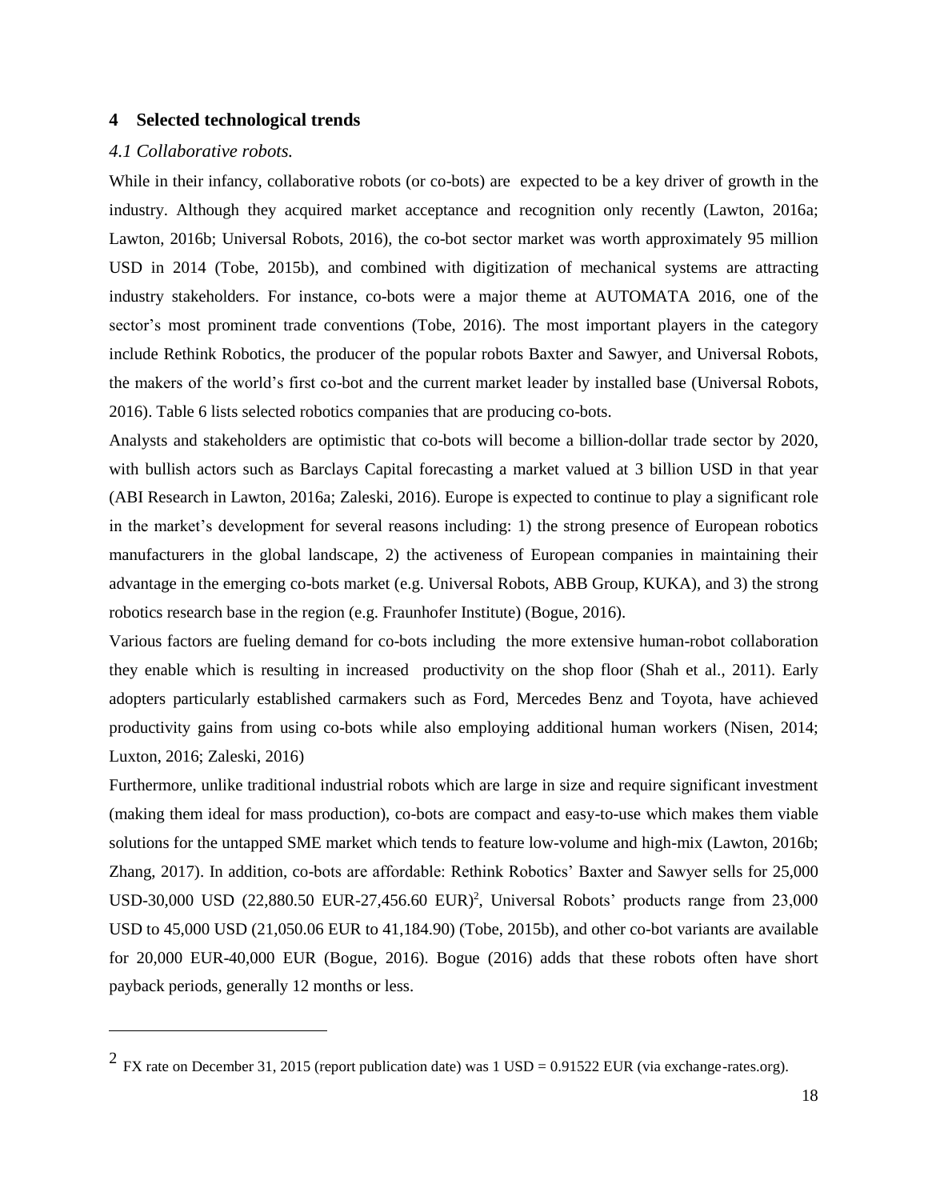## 4 Selected technological trends

### *4.1 Collaborative robots.*

While in their infancy, collaborative robots (or co-bots) are expected to be a key driver of growth in the industry. Although they acquired market acceptance and recognition only recently (Lawton, 2016a; Lawton, 2016b; Universal Robots, 2016), the co-bot sector market was worth approximately 95 million USD in 2014 (Tobe, 2015b), and combined with digitization of mechanical systems are attracting industry stakeholders. For instance, co-bots were a major theme at AUTOMATA 2016, one of the sector's most prominent trade conventions (Tobe, 2016). The most important players in the category include Rethink Robotics, the producer of the popular robots Baxter and Sawyer, and Universal Robots, the makers of the world's first co-bot and the current market leader by installed base (Universal Robots, 2016). Table 6 lists selected robotics companies that are producing co-bots.

Analysts and stakeholders are optimistic that co-bots will become a billion-dollar trade sector by 2020, with bullish actors such as Barclays Capital forecasting a market valued at 3 billion USD in that year (ABI Research in Lawton, 2016a; Zaleski, 2016). Europe is expected to continue to play a significant role in the market's development for several reasons including: 1) the strong presence of European robotics manufacturers in the global landscape, 2) the activeness of European companies in maintaining their advantage in the emerging co-bots market (e.g. Universal Robots, ABB Group, KUKA), and 3) the strong robotics research base in the region (e.g. Fraunhofer Institute) (Bogue, 2016).

Various factors are fueling demand for co-bots including the more extensive human-robot collaboration they enable which is resulting in increased productivity on the shop floor (Shah et al., 2011). Early adopters particularly established carmakers such as Ford, Mercedes Benz and Toyota, have achieved productivity gains from using co-bots while also employing additional human workers (Nisen, 2014; Luxton, 2016; Zaleski, 2016)

Furthermore, unlike traditional industrial robots which are large in size and require significant investment (making them ideal for mass production), co-bots are compact and easy-to-use which makes them viable solutions for the untapped SME market which tends to feature low-volume and high-mix (Lawton, 2016b; Zhang, 2017). In addition, co-bots are affordable: Rethink Robotics' Baxter and Sawyer sells for 25,000 USD-30,000 USD (22,880.50 EUR-27,456.60 EUR)[2], Universal Robots' products range from 23,000 USD to 45,000 USD (21,050.06 EUR to 41,184.90) (Tobe, 2015b), and other co-bot variants are available for 20,000 EUR-40,000 EUR (Bogue, 2016). Bogue (2016) adds that these robots often have short payback periods, generally 12 months or less.

---

[2] FX rate on December 31, 2015 (report publication date) was 1 USD = 0.91522 EUR (via exchange-rates.org).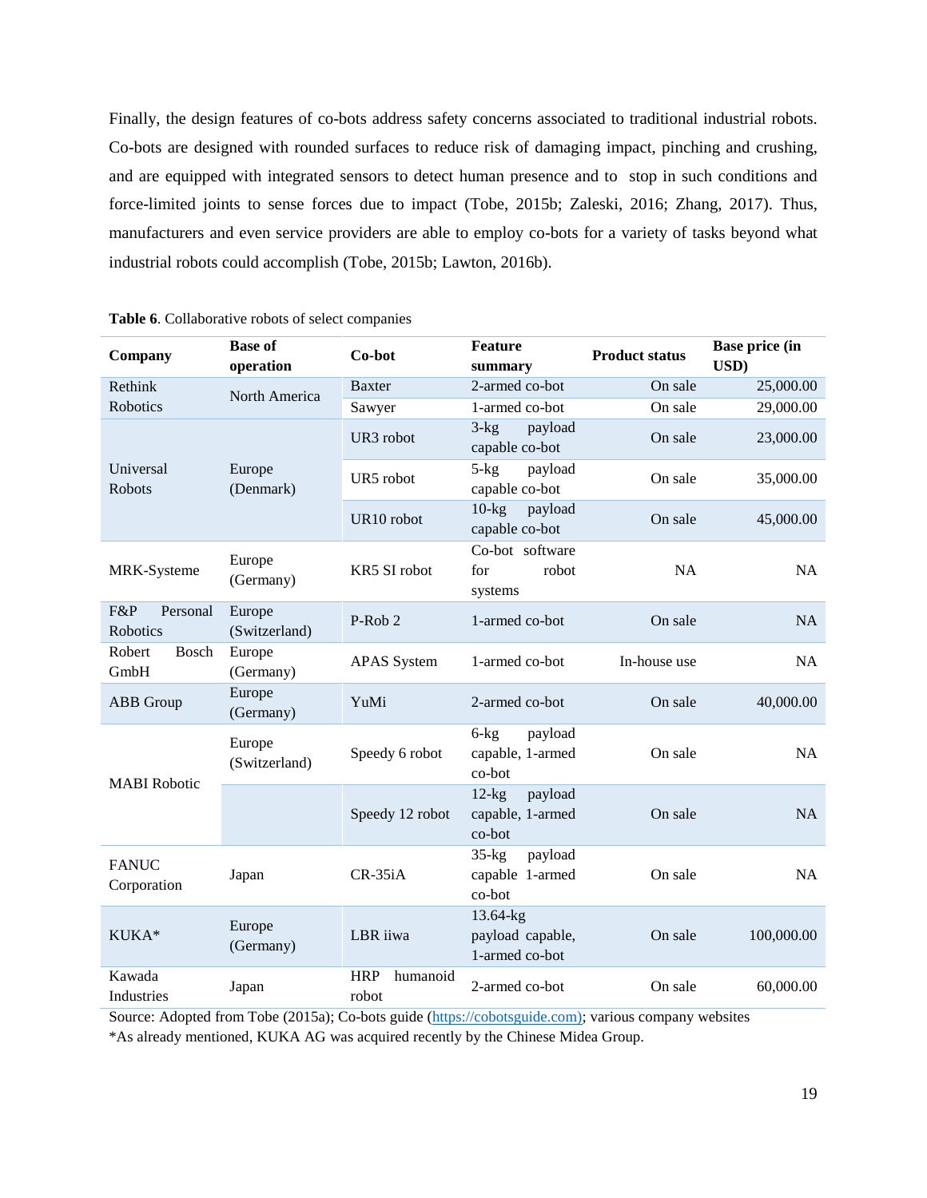Finally, the design features of co-bots address safety concerns associated to traditional industrial robots. Co-bots are designed with rounded surfaces to reduce risk of damaging impact, pinching and crushing, and are equipped with integrated sensors to detect human presence and to stop in such conditions and force-limited joints to sense forces due to impact (Tobe, 2015b; Zaleski, 2016; Zhang, 2017). Thus, manufacturers and even service providers are able to employ co-bots for a variety of tasks beyond what industrial robots could accomplish (Tobe, 2015b; Lawton, 2016b).

**Table 6**. Collaborative robots of select companies

| Company | Base of operation | Co-bot | Feature summary | Product status | Base price (in USD) |
|---|---|---|---|---|---|
| Rethink Robotics | North America | Baxter | 2-armed co-bot | On sale | 25,000.00 |
| | | Sawyer | 1-armed co-bot | On sale | 29,000.00 |
| Universal Robots | Europe (Denmark) | UR3 robot | 3-kg payload capable co-bot | On sale | 23,000.00 |
| | | UR5 robot | 5-kg payload capable co-bot | On sale | 35,000.00 |
| | | UR10 robot | 10-kg payload capable co-bot | On sale | 45,000.00 |
| MRK-Systeme | Europe (Germany) | KR5 SI robot | Co-bot software for robot systems | NA | NA |
| F&P Personal Robotics | Europe (Switzerland) | P-Rob 2 | 1-armed co-bot | On sale | NA |
| Robert Bosch GmbH | Europe (Germany) | APAS System | 1-armed co-bot | In-house use | NA |
| ABB Group | Europe (Germany) | YuMi | 2-armed co-bot | On sale | 40,000.00 |
| MABI Robotic | Europe (Switzerland) | Speedy 6 robot | 6-kg payload capable, 1-armed co-bot | On sale | NA |
| | | Speedy 12 robot | 12-kg payload capable, 1-armed co-bot | On sale | NA |
| FANUC Corporation | Japan | CR-35iA | 35-kg payload capable 1-armed co-bot | On sale | NA |
| KUKA* | Europe (Germany) | LBR iiwa | 13.64-kg payload capable, 1-armed co-bot | On sale | 100,000.00 |
| Kawada Industries | Japan | HRP humanoid robot | 2-armed co-bot | On sale | 60,000.00 |

Source: Adopted from Tobe (2015a); Co-bots guide (https://cobotsguide.com); various company websites
*As already mentioned, KUKA AG was acquired recently by the Chinese Midea Group.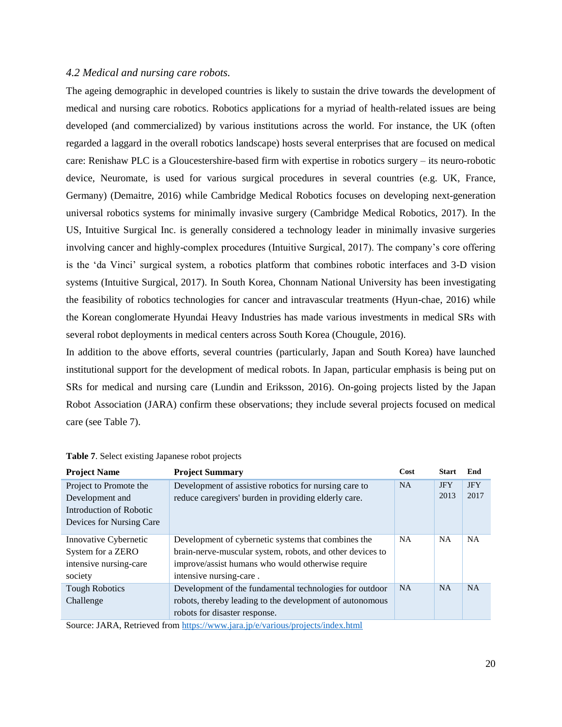### *4.2 Medical and nursing care robots.*

The ageing demographic in developed countries is likely to sustain the drive towards the development of medical and nursing care robotics. Robotics applications for a myriad of health-related issues are being developed (and commercialized) by various institutions across the world. For instance, the UK (often regarded a laggard in the overall robotics landscape) hosts several enterprises that are focused on medical care: Renishaw PLC is a Gloucestershire-based firm with expertise in robotics surgery – its neuro-robotic device, Neuromate, is used for various surgical procedures in several countries (e.g. UK, France, Germany) (Demaitre, 2016) while Cambridge Medical Robotics focuses on developing next-generation universal robotics systems for minimally invasive surgery (Cambridge Medical Robotics, 2017). In the US, Intuitive Surgical Inc. is generally considered a technology leader in minimally invasive surgeries involving cancer and highly-complex procedures (Intuitive Surgical, 2017). The company's core offering is the 'da Vinci' surgical system, a robotics platform that combines robotic interfaces and 3-D vision systems (Intuitive Surgical, 2017). In South Korea, Chonnam National University has been investigating the feasibility of robotics technologies for cancer and intravascular treatments (Hyun-chae, 2016) while the Korean conglomerate Hyundai Heavy Industries has made various investments in medical SRs with several robot deployments in medical centers across South Korea (Chougule, 2016).

In addition to the above efforts, several countries (particularly, Japan and South Korea) have launched institutional support for the development of medical robots. In Japan, particular emphasis is being put on SRs for medical and nursing care (Lundin and Eriksson, 2016). On-going projects listed by the Japan Robot Association (JARA) confirm these observations; they include several projects focused on medical care (see Table 7).

**Table 7**. Select existing Japanese robot projects

| Project Name | Project Summary | Cost | Start | End |
|---|---|---|---|---|
| Project to Promote the Development and Introduction of Robotic Devices for Nursing Care | Development of assistive robotics for nursing care to reduce caregivers' burden in providing elderly care. | NA | JFY 2013 | JFY 2017 |
| Innovative Cybernetic System for a ZERO intensive nursing-care society | Development of cybernetic systems that combines the brain-nerve-muscular system, robots, and other devices to improve/assist humans who would otherwise require intensive nursing-care . | NA | NA | NA |
| Tough Robotics Challenge | Development of the fundamental technologies for outdoor robots, thereby leading to the development of autonomous robots for disaster response. | NA | NA | NA |

Source: JARA, Retrieved from https://www.jara.jp/e/various/projects/index.html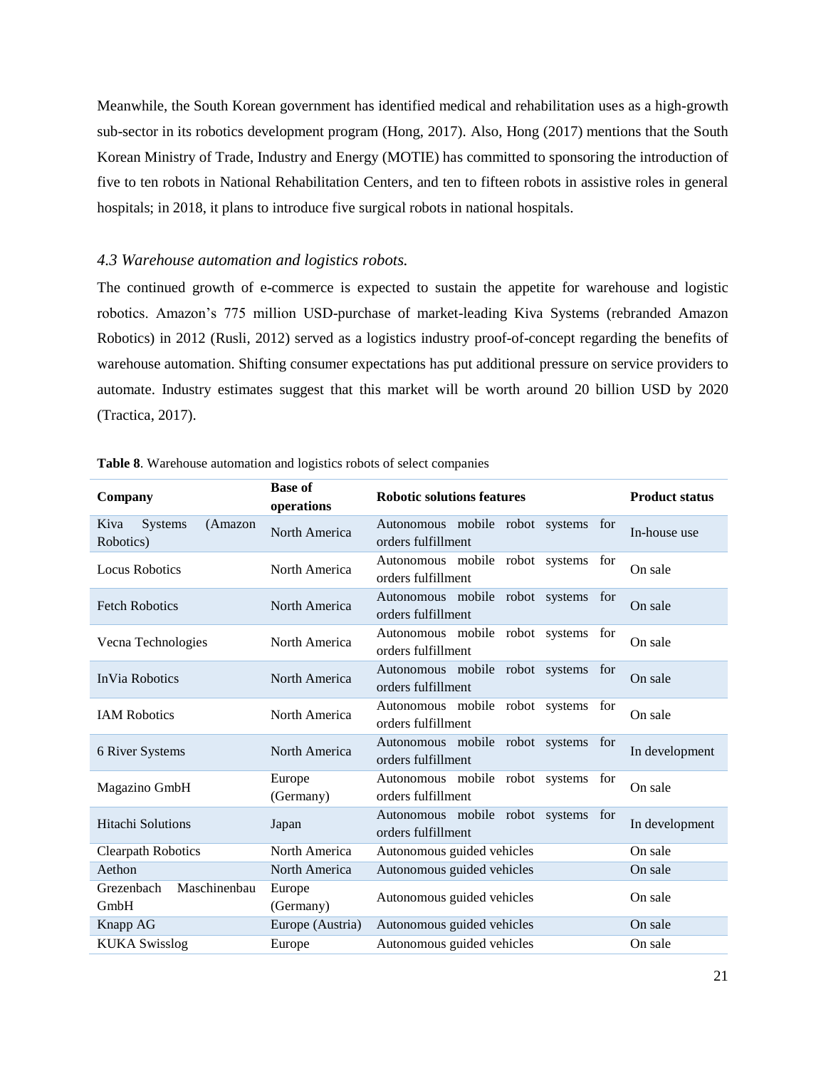Meanwhile, the South Korean government has identified medical and rehabilitation uses as a high-growth sub-sector in its robotics development program (Hong, 2017). Also, Hong (2017) mentions that the South Korean Ministry of Trade, Industry and Energy (MOTIE) has committed to sponsoring the introduction of five to ten robots in National Rehabilitation Centers, and ten to fifteen robots in assistive roles in general hospitals; in 2018, it plans to introduce five surgical robots in national hospitals.

### *4.3 Warehouse automation and logistics robots.*

The continued growth of e-commerce is expected to sustain the appetite for warehouse and logistic robotics. Amazon's 775 million USD-purchase of market-leading Kiva Systems (rebranded Amazon Robotics) in 2012 (Rusli, 2012) served as a logistics industry proof-of-concept regarding the benefits of warehouse automation. Shifting consumer expectations has put additional pressure on service providers to automate. Industry estimates suggest that this market will be worth around 20 billion USD by 2020 (Tractica, 2017).

**Table 8**. Warehouse automation and logistics robots of select companies

| Company | Base of operations | Robotic solutions features | Product status |
|---|---|---|---|
| Kiva Systems (Amazon Robotics) | North America | Autonomous mobile robot systems for orders fulfillment | In-house use |
| Locus Robotics | North America | Autonomous mobile robot systems for orders fulfillment | On sale |
| Fetch Robotics | North America | Autonomous mobile robot systems for orders fulfillment | On sale |
| Vecna Technologies | North America | Autonomous mobile robot systems for orders fulfillment | On sale |
| InVia Robotics | North America | Autonomous mobile robot systems for orders fulfillment | On sale |
| IAM Robotics | North America | Autonomous mobile robot systems for orders fulfillment | On sale |
| 6 River Systems | North America | Autonomous mobile robot systems for orders fulfillment | In development |
| Magazino GmbH | Europe (Germany) | Autonomous mobile robot systems for orders fulfillment | On sale |
| Hitachi Solutions | Japan | Autonomous mobile robot systems for orders fulfillment | In development |
| Clearpath Robotics | North America | Autonomous guided vehicles | On sale |
| Aethon | North America | Autonomous guided vehicles | On sale |
| Grezenbach Maschinenbau GmbH | Europe (Germany) | Autonomous guided vehicles | On sale |
| Knapp AG | Europe (Austria) | Autonomous guided vehicles | On sale |
| KUKA Swisslog | Europe | Autonomous guided vehicles | On sale |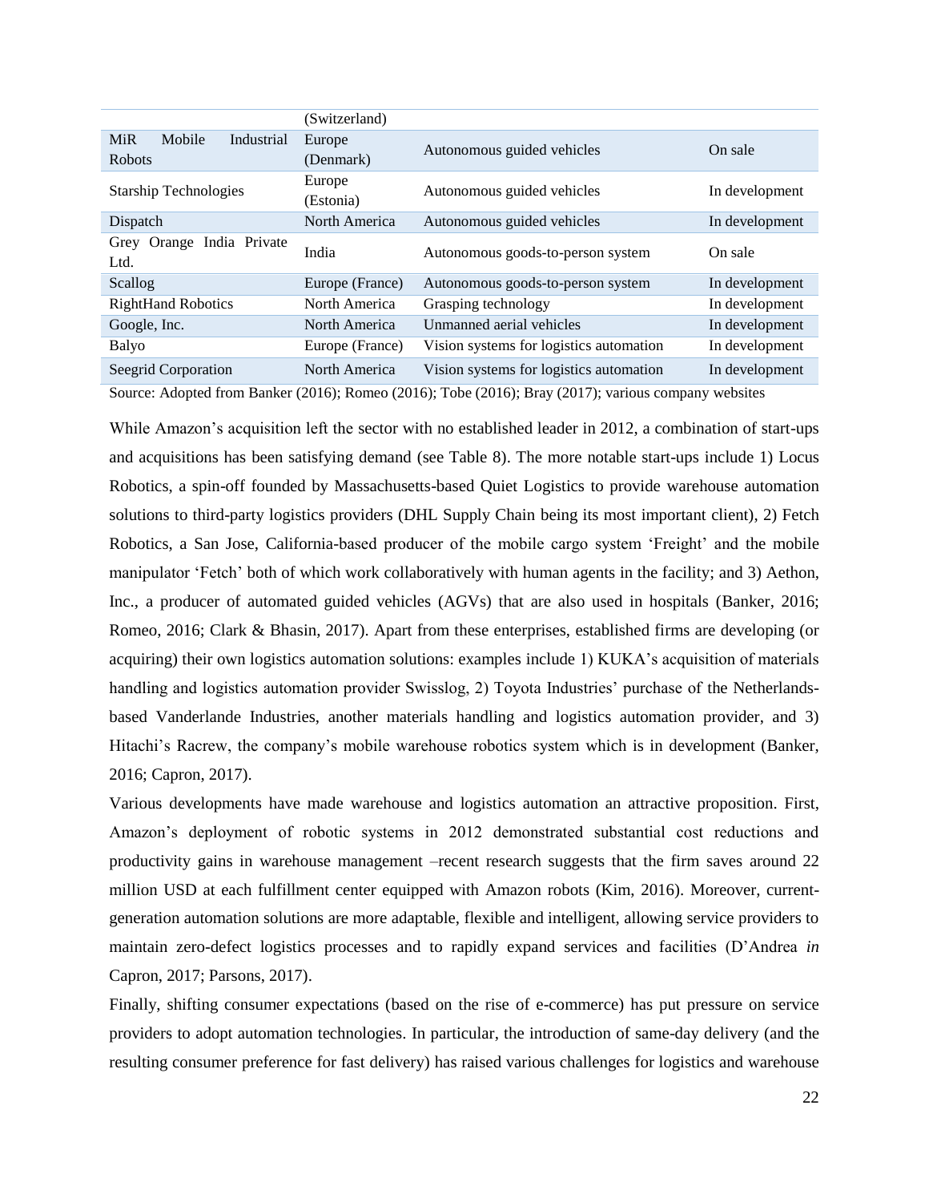| | (Switzerland) | | |
|---|---|---|---|
| MiR Mobile Industrial Robots | Europe (Denmark) | Autonomous guided vehicles | On sale |
| Starship Technologies | Europe (Estonia) | Autonomous guided vehicles | In development |
| Dispatch | North America | Autonomous guided vehicles | In development |
| Grey Orange India Private Ltd. | India | Autonomous goods-to-person system | On sale |
| Scallog | Europe (France) | Autonomous goods-to-person system | In development |
| RightHand Robotics | North America | Grasping technology | In development |
| Google, Inc. | North America | Unmanned aerial vehicles | In development |
| Balyo | Europe (France) | Vision systems for logistics automation | In development |
| Seegrid Corporation | North America | Vision systems for logistics automation | In development |

Source: Adopted from Banker (2016); Romeo (2016); Tobe (2016); Bray (2017); various company websites

While Amazon's acquisition left the sector with no established leader in 2012, a combination of start-ups and acquisitions has been satisfying demand (see Table 8). The more notable start-ups include 1) Locus Robotics, a spin-off founded by Massachusetts-based Quiet Logistics to provide warehouse automation solutions to third-party logistics providers (DHL Supply Chain being its most important client), 2) Fetch Robotics, a San Jose, California-based producer of the mobile cargo system 'Freight' and the mobile manipulator 'Fetch' both of which work collaboratively with human agents in the facility; and 3) Aethon, Inc., a producer of automated guided vehicles (AGVs) that are also used in hospitals (Banker, 2016; Romeo, 2016; Clark & Bhasin, 2017). Apart from these enterprises, established firms are developing (or acquiring) their own logistics automation solutions: examples include 1) KUKA's acquisition of materials handling and logistics automation provider Swisslog, 2) Toyota Industries' purchase of the Netherlands-based Vanderlande Industries, another materials handling and logistics automation provider, and 3) Hitachi's Racrew, the company's mobile warehouse robotics system which is in development (Banker, 2016; Capron, 2017).

Various developments have made warehouse and logistics automation an attractive proposition. First, Amazon's deployment of robotic systems in 2012 demonstrated substantial cost reductions and productivity gains in warehouse management –recent research suggests that the firm saves around 22 million USD at each fulfillment center equipped with Amazon robots (Kim, 2016). Moreover, current-generation automation solutions are more adaptable, flexible and intelligent, allowing service providers to maintain zero-defect logistics processes and to rapidly expand services and facilities (D'Andrea *in* Capron, 2017; Parsons, 2017).

Finally, shifting consumer expectations (based on the rise of e-commerce) has put pressure on service providers to adopt automation technologies. In particular, the introduction of same-day delivery (and the resulting consumer preference for fast delivery) has raised various challenges for logistics and warehouse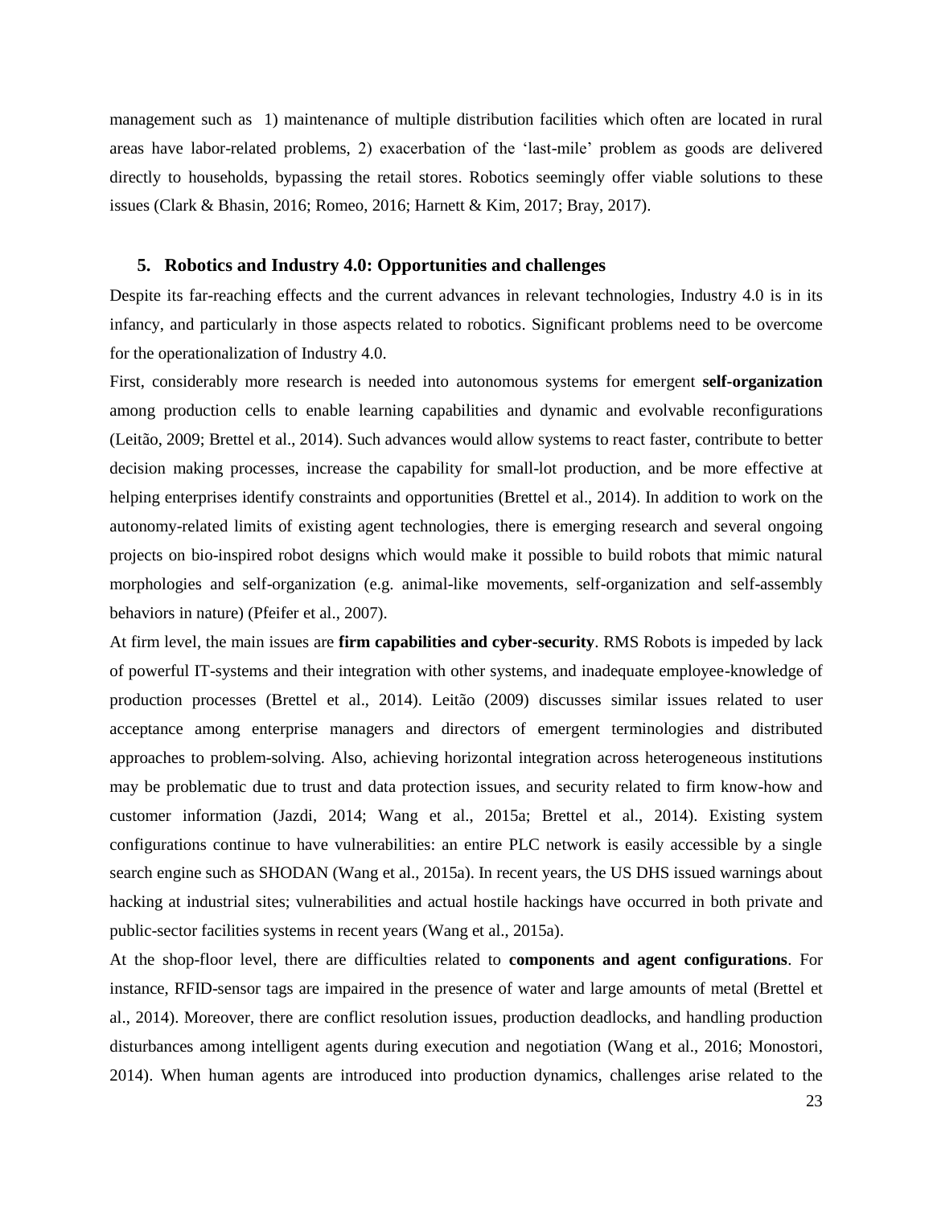management such as 1) maintenance of multiple distribution facilities which often are located in rural areas have labor-related problems, 2) exacerbation of the 'last-mile' problem as goods are delivered directly to households, bypassing the retail stores. Robotics seemingly offer viable solutions to these issues (Clark & Bhasin, 2016; Romeo, 2016; Harnett & Kim, 2017; Bray, 2017).

## 5. Robotics and Industry 4.0: Opportunities and challenges

Despite its far-reaching effects and the current advances in relevant technologies, Industry 4.0 is in its infancy, and particularly in those aspects related to robotics. Significant problems need to be overcome for the operationalization of Industry 4.0.

First, considerably more research is needed into autonomous systems for emergent **self-organization** among production cells to enable learning capabilities and dynamic and evolvable reconfigurations (Leitão, 2009; Brettel et al., 2014). Such advances would allow systems to react faster, contribute to better decision making processes, increase the capability for small-lot production, and be more effective at helping enterprises identify constraints and opportunities (Brettel et al., 2014). In addition to work on the autonomy-related limits of existing agent technologies, there is emerging research and several ongoing projects on bio-inspired robot designs which would make it possible to build robots that mimic natural morphologies and self-organization (e.g. animal-like movements, self-organization and self-assembly behaviors in nature) (Pfeifer et al., 2007).

At firm level, the main issues are **firm capabilities and cyber-security**. RMS Robots is impeded by lack of powerful IT-systems and their integration with other systems, and inadequate employee-knowledge of production processes (Brettel et al., 2014). Leitão (2009) discusses similar issues related to user acceptance among enterprise managers and directors of emergent terminologies and distributed approaches to problem-solving. Also, achieving horizontal integration across heterogeneous institutions may be problematic due to trust and data protection issues, and security related to firm know-how and customer information (Jazdi, 2014; Wang et al., 2015a; Brettel et al., 2014). Existing system configurations continue to have vulnerabilities: an entire PLC network is easily accessible by a single search engine such as SHODAN (Wang et al., 2015a). In recent years, the US DHS issued warnings about hacking at industrial sites; vulnerabilities and actual hostile hackings have occurred in both private and public-sector facilities systems in recent years (Wang et al., 2015a).

At the shop-floor level, there are difficulties related to **components and agent configurations**. For instance, RFID-sensor tags are impaired in the presence of water and large amounts of metal (Brettel et al., 2014). Moreover, there are conflict resolution issues, production deadlocks, and handling production disturbances among intelligent agents during execution and negotiation (Wang et al., 2016; Monostori, 2014). When human agents are introduced into production dynamics, challenges arise related to the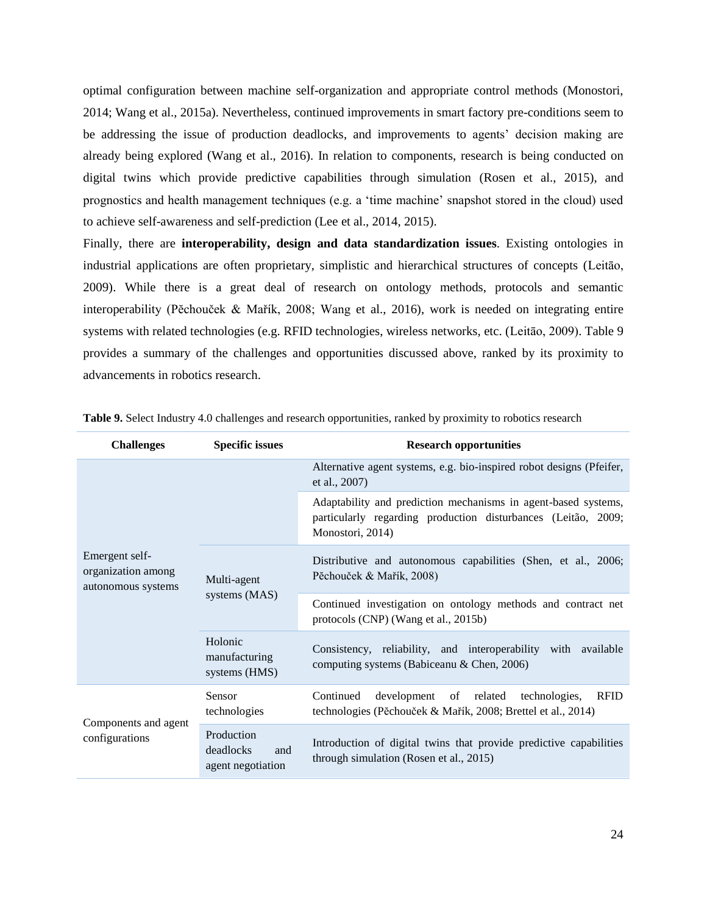optimal configuration between machine self-organization and appropriate control methods (Monostori, 2014; Wang et al., 2015a). Nevertheless, continued improvements in smart factory pre-conditions seem to be addressing the issue of production deadlocks, and improvements to agents' decision making are already being explored (Wang et al., 2016). In relation to components, research is being conducted on digital twins which provide predictive capabilities through simulation (Rosen et al., 2015), and prognostics and health management techniques (e.g. a 'time machine' snapshot stored in the cloud) used to achieve self-awareness and self-prediction (Lee et al., 2014, 2015).

Finally, there are **interoperability, design and data standardization issues**. Existing ontologies in industrial applications are often proprietary, simplistic and hierarchical structures of concepts (Leitão, 2009). While there is a great deal of research on ontology methods, protocols and semantic interoperability (Pěchouček & Mařík, 2008; Wang et al., 2016), work is needed on integrating entire systems with related technologies (e.g. RFID technologies, wireless networks, etc. (Leitão, 2009). Table 9 provides a summary of the challenges and opportunities discussed above, ranked by its proximity to advancements in robotics research.

**Table 9.** Select Industry 4.0 challenges and research opportunities, ranked by proximity to robotics research

| Challenges | Specific issues | Research opportunities |
|---|---|---|
| Emergent self-organization among autonomous systems | | Alternative agent systems, e.g. bio-inspired robot designs (Pfeifer, et al., 2007) |
| | | Adaptability and prediction mechanisms in agent-based systems, particularly regarding production disturbances (Leitão, 2009; Monostori, 2014) |
| | Multi-agent systems (MAS) | Distributive and autonomous capabilities (Shen, et al., 2006; Pěchouček & Mařík, 2008) |
| | | Continued investigation on ontology methods and contract net protocols (CNP) (Wang et al., 2015b) |
| | Holonic manufacturing systems (HMS) | Consistency, reliability, and interoperability with available computing systems (Babiceanu & Chen, 2006) |
| Components and agent configurations | Sensor technologies | Continued development of related technologies, RFID technologies (Pěchouček & Mařík, 2008; Brettel et al., 2014) |
| | Production deadlocks and agent negotiation | Introduction of digital twins that provide predictive capabilities through simulation (Rosen et al., 2015) |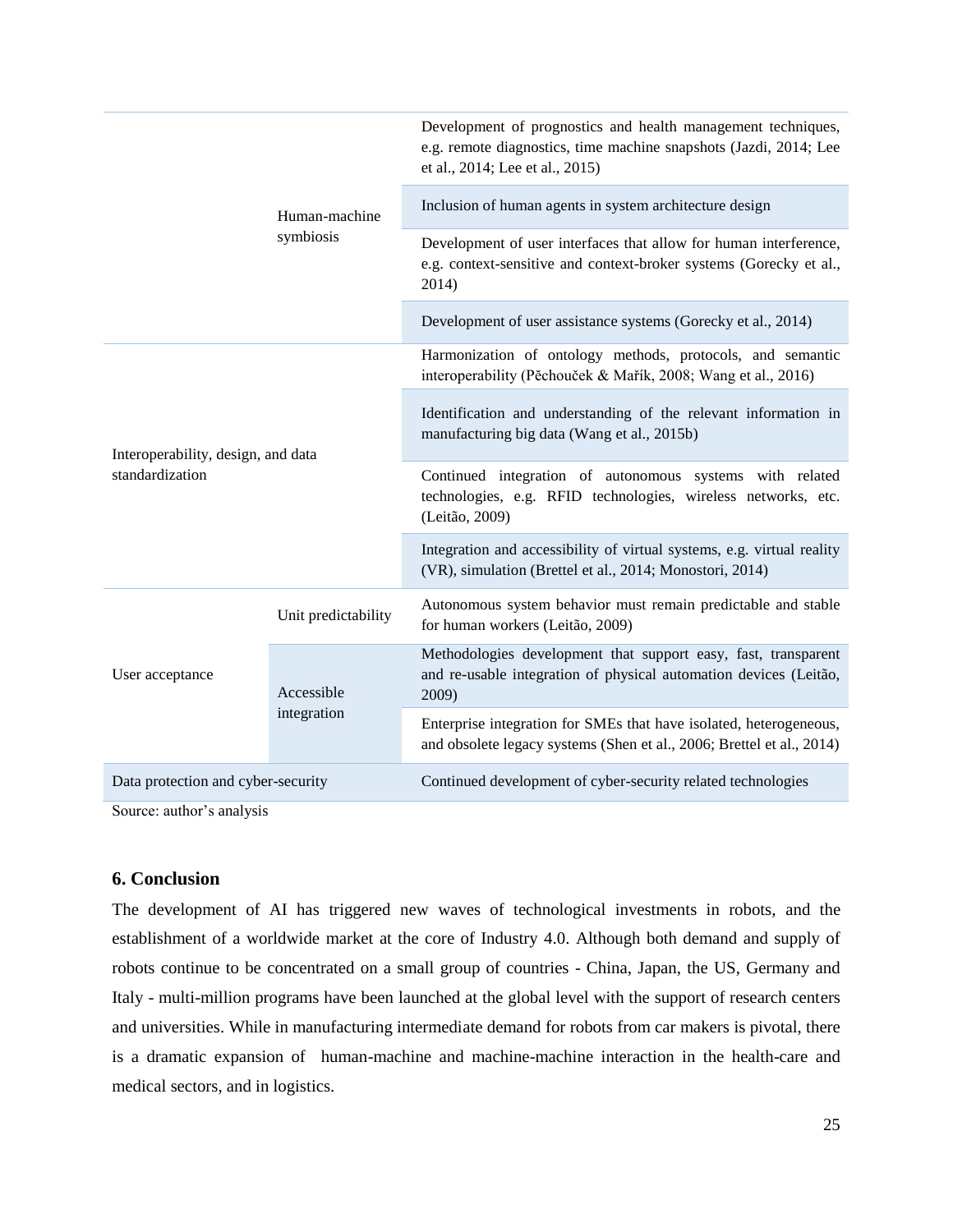| | | |
|---|---|---|
| | | Development of prognostics and health management techniques, e.g. remote diagnostics, time machine snapshots (Jazdi, 2014; Lee et al., 2014; Lee et al., 2015) |
| | Human-machine symbiosis | Inclusion of human agents in system architecture design |
| | | Development of user interfaces that allow for human interference, e.g. context-sensitive and context-broker systems (Gorecky et al., 2014) |
| | | Development of user assistance systems (Gorecky et al., 2014) |
| Interoperability, design, and data standardization | | Harmonization of ontology methods, protocols, and semantic interoperability (Pěchouček & Mařík, 2008; Wang et al., 2016) |
| | | Identification and understanding of the relevant information in manufacturing big data (Wang et al., 2015b) |
| | | Continued integration of autonomous systems with related technologies, e.g. RFID technologies, wireless networks, etc. (Leitão, 2009) |
| | | Integration and accessibility of virtual systems, e.g. virtual reality (VR), simulation (Brettel et al., 2014; Monostori, 2014) |
| User acceptance | Unit predictability | Autonomous system behavior must remain predictable and stable for human workers (Leitão, 2009) |
| | Accessible integration | Methodologies development that support easy, fast, transparent and re-usable integration of physical automation devices (Leitão, 2009) |
| | | Enterprise integration for SMEs that have isolated, heterogeneous, and obsolete legacy systems (Shen et al., 2006; Brettel et al., 2014) |
| Data protection and cyber-security | | Continued development of cyber-security related technologies |

Source: author's analysis

## 6. Conclusion

The development of AI has triggered new waves of technological investments in robots, and the establishment of a worldwide market at the core of Industry 4.0. Although both demand and supply of robots continue to be concentrated on a small group of countries - China, Japan, the US, Germany and Italy - multi-million programs have been launched at the global level with the support of research centers and universities. While in manufacturing intermediate demand for robots from car makers is pivotal, there is a dramatic expansion of human-machine and machine-machine interaction in the health-care and medical sectors, and in logistics.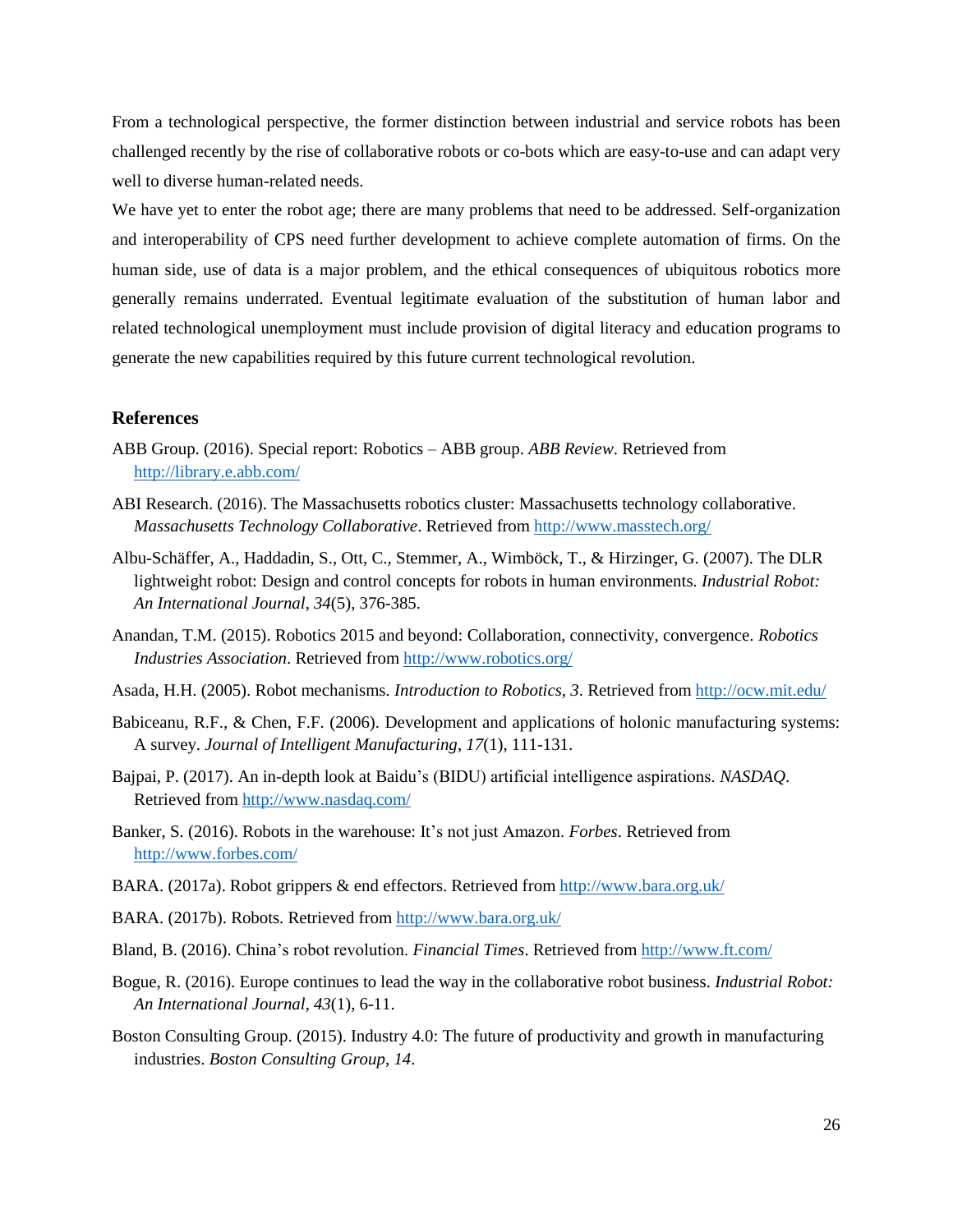From a technological perspective, the former distinction between industrial and service robots has been challenged recently by the rise of collaborative robots or co-bots which are easy-to-use and can adapt very well to diverse human-related needs.

We have yet to enter the robot age; there are many problems that need to be addressed. Self-organization and interoperability of CPS need further development to achieve complete automation of firms. On the human side, use of data is a major problem, and the ethical consequences of ubiquitous robotics more generally remains underrated. Eventual legitimate evaluation of the substitution of human labor and related technological unemployment must include provision of digital literacy and education programs to generate the new capabilities required by this future current technological revolution.

## References

ABB Group. (2016). Special report: Robotics – ABB group. *ABB Review*. Retrieved from http://library.e.abb.com/

ABI Research. (2016). The Massachusetts robotics cluster: Massachusetts technology collaborative. *Massachusetts Technology Collaborative*. Retrieved from http://www.masstech.org/

Albu-Schäffer, A., Haddadin, S., Ott, C., Stemmer, A., Wimböck, T., & Hirzinger, G. (2007). The DLR lightweight robot: Design and control concepts for robots in human environments. *Industrial Robot: An International Journal*, *34*(5), 376-385.

Anandan, T.M. (2015). Robotics 2015 and beyond: Collaboration, connectivity, convergence. *Robotics Industries Association*. Retrieved from http://www.robotics.org/

Asada, H.H. (2005). Robot mechanisms. *Introduction to Robotics, 3*. Retrieved from http://ocw.mit.edu/

Babiceanu, R.F., & Chen, F.F. (2006). Development and applications of holonic manufacturing systems: A survey. *Journal of Intelligent Manufacturing*, *17*(1), 111-131.

Bajpai, P. (2017). An in-depth look at Baidu's (BIDU) artificial intelligence aspirations. *NASDAQ*. Retrieved from http://www.nasdaq.com/

Banker, S. (2016). Robots in the warehouse: It's not just Amazon. *Forbes*. Retrieved from http://www.forbes.com/

BARA. (2017a). Robot grippers & end effectors. Retrieved from http://www.bara.org.uk/

BARA. (2017b). Robots. Retrieved from http://www.bara.org.uk/

Bland, B. (2016). China's robot revolution. *Financial Times*. Retrieved from http://www.ft.com/

Bogue, R. (2016). Europe continues to lead the way in the collaborative robot business. *Industrial Robot: An International Journal*, *43*(1), 6-11.

Boston Consulting Group. (2015). Industry 4.0: The future of productivity and growth in manufacturing industries. *Boston Consulting Group*, *14*.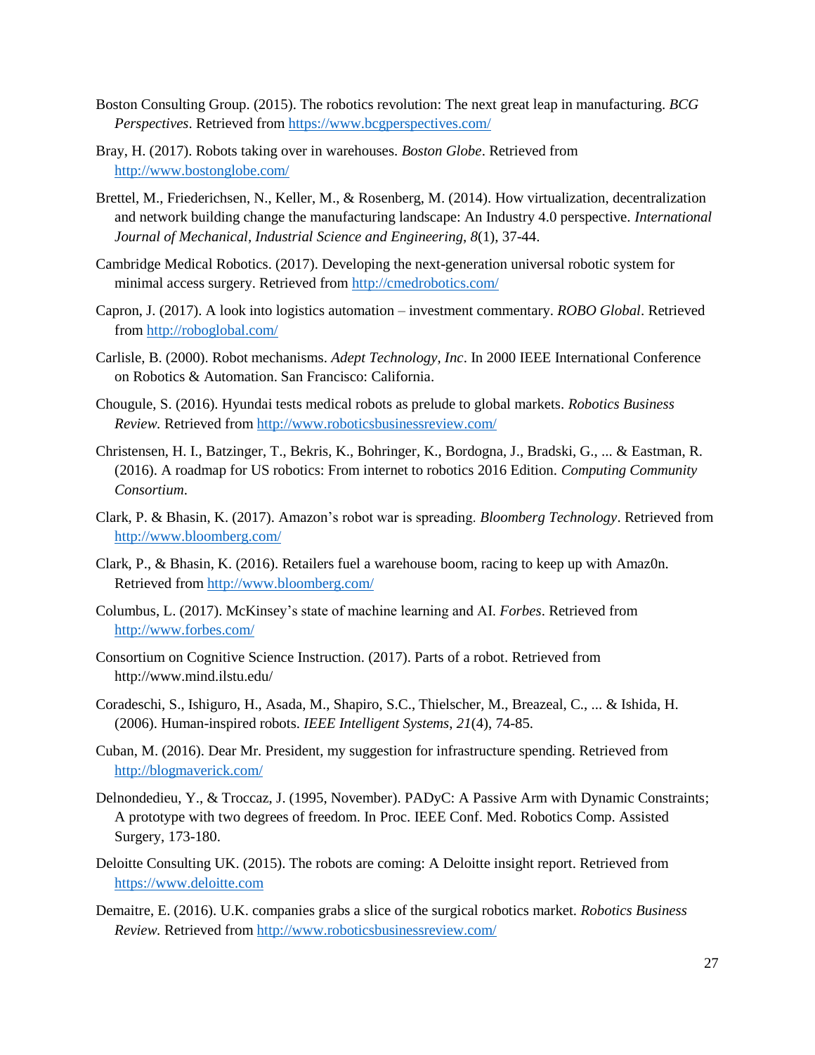Boston Consulting Group. (2015). The robotics revolution: The next great leap in manufacturing. *BCG Perspectives*. Retrieved from https://www.bcgperspectives.com/

Bray, H. (2017). Robots taking over in warehouses. *Boston Globe*. Retrieved from http://www.bostonglobe.com/

Brettel, M., Friederichsen, N., Keller, M., & Rosenberg, M. (2014). How virtualization, decentralization and network building change the manufacturing landscape: An Industry 4.0 perspective. *International Journal of Mechanical, Industrial Science and Engineering*, *8*(1), 37-44.

Cambridge Medical Robotics. (2017). Developing the next-generation universal robotic system for minimal access surgery. Retrieved from http://cmedrobotics.com/

Capron, J. (2017). A look into logistics automation – investment commentary. *ROBO Global*. Retrieved from http://roboglobal.com/

Carlisle, B. (2000). Robot mechanisms. *Adept Technology, Inc*. In 2000 IEEE International Conference on Robotics & Automation. San Francisco: California.

Chougule, S. (2016). Hyundai tests medical robots as prelude to global markets. *Robotics Business Review.* Retrieved from http://www.roboticsbusinessreview.com/

Christensen, H. I., Batzinger, T., Bekris, K., Bohringer, K., Bordogna, J., Bradski, G., ... & Eastman, R. (2016). A roadmap for US robotics: From internet to robotics 2016 Edition. *Computing Community Consortium*.

Clark, P. & Bhasin, K. (2017). Amazon's robot war is spreading. *Bloomberg Technology*. Retrieved from http://www.bloomberg.com/

Clark, P., & Bhasin, K. (2016). Retailers fuel a warehouse boom, racing to keep up with Amaz0n. Retrieved from http://www.bloomberg.com/

Columbus, L. (2017). McKinsey's state of machine learning and AI. *Forbes*. Retrieved from http://www.forbes.com/

Consortium on Cognitive Science Instruction. (2017). Parts of a robot. Retrieved from http://www.mind.ilstu.edu/

Coradeschi, S., Ishiguro, H., Asada, M., Shapiro, S.C., Thielscher, M., Breazeal, C., ... & Ishida, H. (2006). Human-inspired robots. *IEEE Intelligent Systems*, *21*(4), 74-85.

Cuban, M. (2016). Dear Mr. President, my suggestion for infrastructure spending. Retrieved from http://blogmaverick.com/

Delnondedieu, Y., & Troccaz, J. (1995, November). PADyC: A Passive Arm with Dynamic Constraints; A prototype with two degrees of freedom. In Proc. IEEE Conf. Med. Robotics Comp. Assisted Surgery, 173-180.

Deloitte Consulting UK. (2015). The robots are coming: A Deloitte insight report. Retrieved from https://www.deloitte.com

Demaitre, E. (2016). U.K. companies grabs a slice of the surgical robotics market. *Robotics Business Review.* Retrieved from http://www.roboticsbusinessreview.com/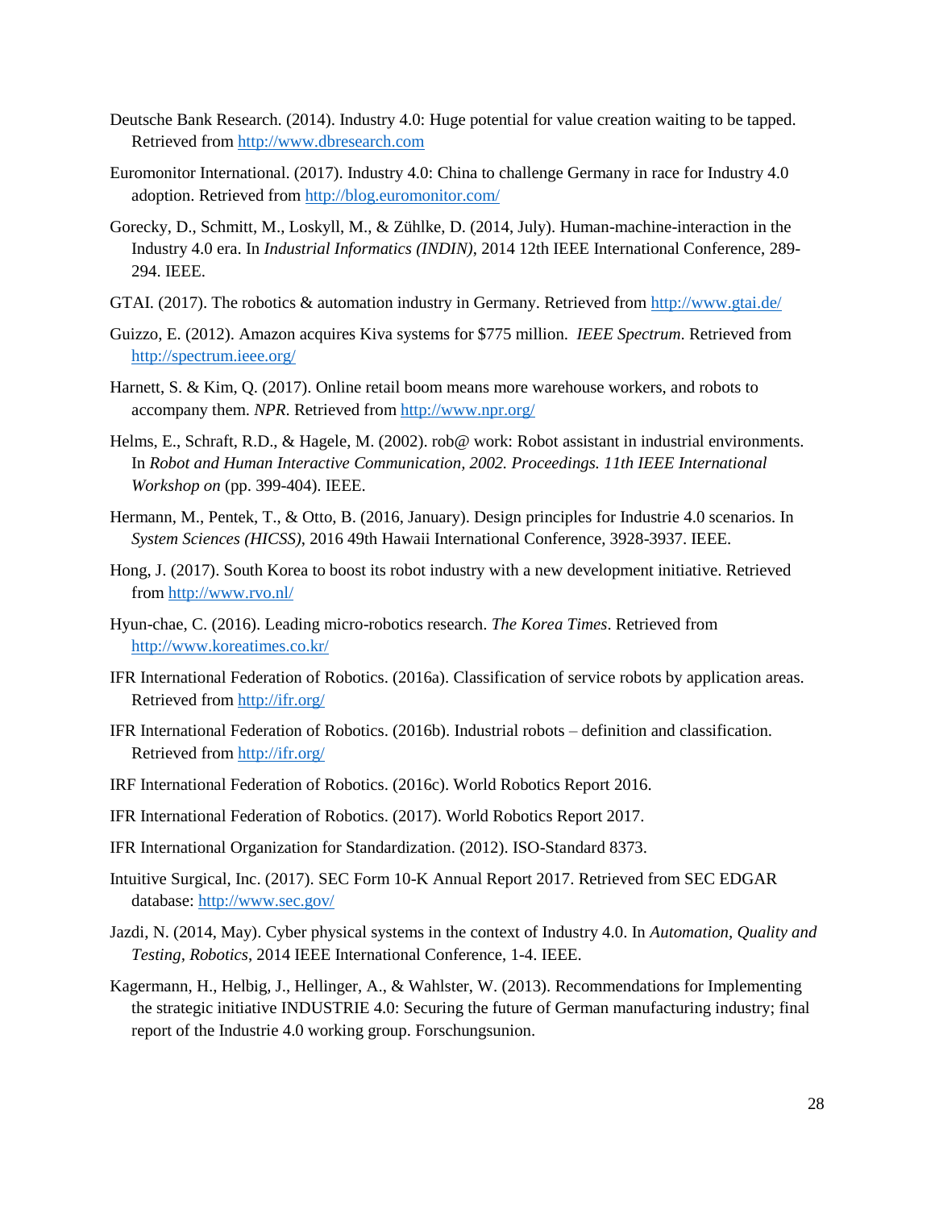Deutsche Bank Research. (2014). Industry 4.0: Huge potential for value creation waiting to be tapped. Retrieved from http://www.dbresearch.com

Euromonitor International. (2017). Industry 4.0: China to challenge Germany in race for Industry 4.0 adoption. Retrieved from http://blog.euromonitor.com/

Gorecky, D., Schmitt, M., Loskyll, M., & Zühlke, D. (2014, July). Human-machine-interaction in the Industry 4.0 era. In *Industrial Informatics (INDIN)*, 2014 12th IEEE International Conference, 289-294. IEEE.

GTAI. (2017). The robotics & automation industry in Germany. Retrieved from http://www.gtai.de/

Guizzo, E. (2012). Amazon acquires Kiva systems for $775 million. *IEEE Spectrum*. Retrieved from http://spectrum.ieee.org/

Harnett, S. & Kim, Q. (2017). Online retail boom means more warehouse workers, and robots to accompany them. *NPR*. Retrieved from http://www.npr.org/

Helms, E., Schraft, R.D., & Hagele, M. (2002). rob@ work: Robot assistant in industrial environments. In *Robot and Human Interactive Communication, 2002. Proceedings. 11th IEEE International Workshop on* (pp. 399-404). IEEE.

Hermann, M., Pentek, T., & Otto, B. (2016, January). Design principles for Industrie 4.0 scenarios. In *System Sciences (HICSS)*, 2016 49th Hawaii International Conference, 3928-3937. IEEE.

Hong, J. (2017). South Korea to boost its robot industry with a new development initiative. Retrieved from http://www.rvo.nl/

Hyun-chae, C. (2016). Leading micro-robotics research. *The Korea Times*. Retrieved from http://www.koreatimes.co.kr/

IFR International Federation of Robotics. (2016a). Classification of service robots by application areas. Retrieved from http://ifr.org/

IFR International Federation of Robotics. (2016b). Industrial robots – definition and classification. Retrieved from http://ifr.org/

IRF International Federation of Robotics. (2016c). World Robotics Report 2016.

IFR International Federation of Robotics. (2017). World Robotics Report 2017.

IFR International Organization for Standardization. (2012). ISO-Standard 8373.

Intuitive Surgical, Inc. (2017). SEC Form 10-K Annual Report 2017. Retrieved from SEC EDGAR database: http://www.sec.gov/

Jazdi, N. (2014, May). Cyber physical systems in the context of Industry 4.0. In *Automation, Quality and Testing, Robotics*, 2014 IEEE International Conference, 1-4. IEEE.

Kagermann, H., Helbig, J., Hellinger, A., & Wahlster, W. (2013). Recommendations for Implementing the strategic initiative INDUSTRIE 4.0: Securing the future of German manufacturing industry; final report of the Industrie 4.0 working group. Forschungsunion.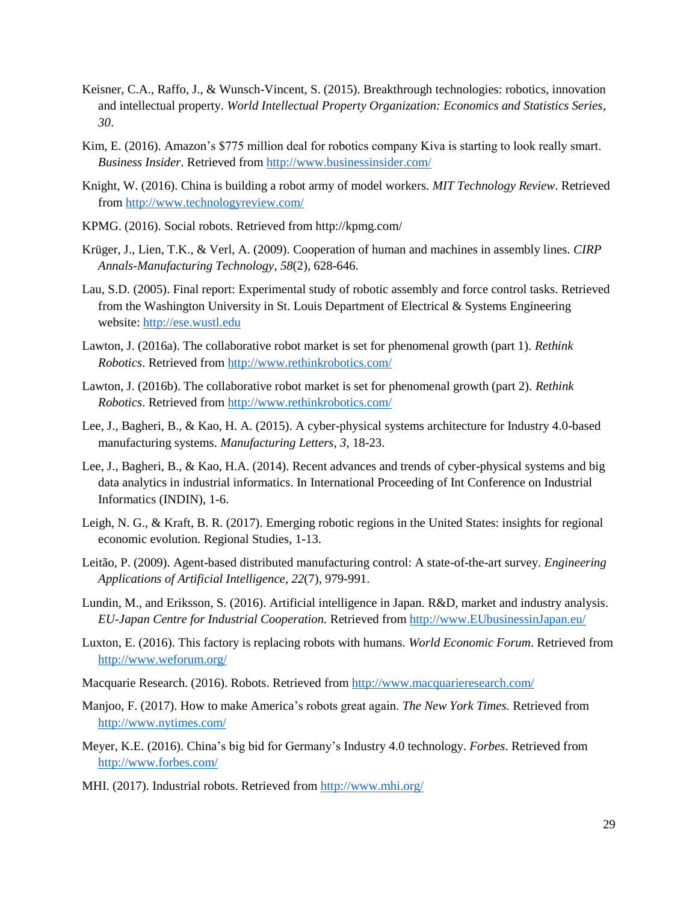Keisner, C.A., Raffo, J., & Wunsch-Vincent, S. (2015). Breakthrough technologies: robotics, innovation and intellectual property. *World Intellectual Property Organization: Economics and Statistics Series*, *30*.

Kim, E. (2016). Amazon's $775 million deal for robotics company Kiva is starting to look really smart. *Business Insider*. Retrieved from http://www.businessinsider.com/

Knight, W. (2016). China is building a robot army of model workers. *MIT Technology Review*. Retrieved from http://www.technologyreview.com/

KPMG. (2016). Social robots. Retrieved from http://kpmg.com/

Krüger, J., Lien, T.K., & Verl, A. (2009). Cooperation of human and machines in assembly lines. *CIRP Annals-Manufacturing Technology*, *58*(2), 628-646.

Lau, S.D. (2005). Final report: Experimental study of robotic assembly and force control tasks. Retrieved from the Washington University in St. Louis Department of Electrical & Systems Engineering website: http://ese.wustl.edu

Lawton, J. (2016a). The collaborative robot market is set for phenomenal growth (part 1). *Rethink Robotics*. Retrieved from http://www.rethinkrobotics.com/

Lawton, J. (2016b). The collaborative robot market is set for phenomenal growth (part 2). *Rethink Robotics*. Retrieved from http://www.rethinkrobotics.com/

Lee, J., Bagheri, B., & Kao, H. A. (2015). A cyber-physical systems architecture for Industry 4.0-based manufacturing systems. *Manufacturing Letters*, *3*, 18-23.

Lee, J., Bagheri, B., & Kao, H.A. (2014). Recent advances and trends of cyber-physical systems and big data analytics in industrial informatics. In International Proceeding of Int Conference on Industrial Informatics (INDIN), 1-6.

Leigh, N. G., & Kraft, B. R. (2017). Emerging robotic regions in the United States: insights for regional economic evolution. Regional Studies, 1-13.

Leitão, P. (2009). Agent-based distributed manufacturing control: A state-of-the-art survey. *Engineering Applications of Artificial Intelligence*, *22*(7), 979-991.

Lundin, M., and Eriksson, S. (2016). Artificial intelligence in Japan. R&D, market and industry analysis. *EU-Japan Centre for Industrial Cooperation.* Retrieved from http://www.EUbusinessinJapan.eu/

Luxton, E. (2016). This factory is replacing robots with humans. *World Economic Forum*. Retrieved from http://www.weforum.org/

Macquarie Research. (2016). Robots. Retrieved from http://www.macquarieresearch.com/

Manjoo, F. (2017). How to make America's robots great again. *The New York Times.* Retrieved from http://www.nytimes.com/

Meyer, K.E. (2016). China's big bid for Germany's Industry 4.0 technology. *Forbes*. Retrieved from http://www.forbes.com/

MHI. (2017). Industrial robots. Retrieved from http://www.mhi.org/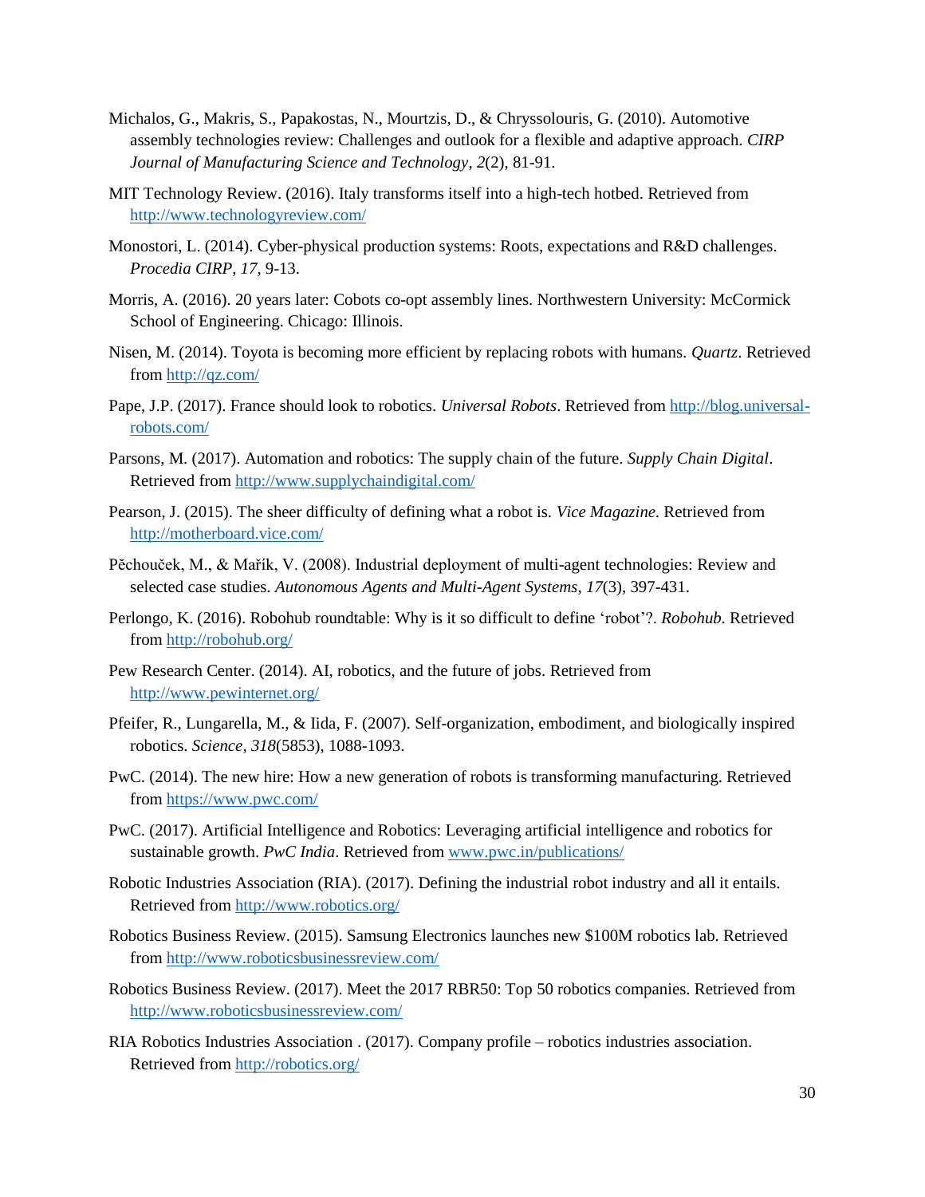Michalos, G., Makris, S., Papakostas, N., Mourtzis, D., & Chryssolouris, G. (2010). Automotive assembly technologies review: Challenges and outlook for a flexible and adaptive approach. *CIRP Journal of Manufacturing Science and Technology*, *2*(2), 81-91.

MIT Technology Review. (2016). Italy transforms itself into a high-tech hotbed. Retrieved from http://www.technologyreview.com/

Monostori, L. (2014). Cyber-physical production systems: Roots, expectations and R&D challenges. *Procedia CIRP*, *17*, 9-13.

Morris, A. (2016). 20 years later: Cobots co-opt assembly lines. Northwestern University: McCormick School of Engineering. Chicago: Illinois.

Nisen, M. (2014). Toyota is becoming more efficient by replacing robots with humans. *Quartz*. Retrieved from http://qz.com/

Pape, J.P. (2017). France should look to robotics. *Universal Robots*. Retrieved from http://blog.universal-robots.com/

Parsons, M. (2017). Automation and robotics: The supply chain of the future. *Supply Chain Digital*. Retrieved from http://www.supplychaindigital.com/

Pearson, J. (2015). The sheer difficulty of defining what a robot is. *Vice Magazine*. Retrieved from http://motherboard.vice.com/

Pěchouček, M., & Mařík, V. (2008). Industrial deployment of multi-agent technologies: Review and selected case studies. *Autonomous Agents and Multi-Agent Systems*, *17*(3), 397-431.

Perlongo, K. (2016). Robohub roundtable: Why is it so difficult to define 'robot'?. *Robohub*. Retrieved from http://robohub.org/

Pew Research Center. (2014). AI, robotics, and the future of jobs. Retrieved from http://www.pewinternet.org/

Pfeifer, R., Lungarella, M., & Iida, F. (2007). Self-organization, embodiment, and biologically inspired robotics. *Science*, *318*(5853), 1088-1093.

PwC. (2014). The new hire: How a new generation of robots is transforming manufacturing. Retrieved from https://www.pwc.com/

PwC. (2017). Artificial Intelligence and Robotics: Leveraging artificial intelligence and robotics for sustainable growth. *PwC India*. Retrieved from www.pwc.in/publications/

Robotic Industries Association (RIA). (2017). Defining the industrial robot industry and all it entails. Retrieved from http://www.robotics.org/

Robotics Business Review. (2015). Samsung Electronics launches new $100M robotics lab. Retrieved from http://www.roboticsbusinessreview.com/

Robotics Business Review. (2017). Meet the 2017 RBR50: Top 50 robotics companies. Retrieved from http://www.roboticsbusinessreview.com/

RIA Robotics Industries Association . (2017). Company profile – robotics industries association. Retrieved from http://robotics.org/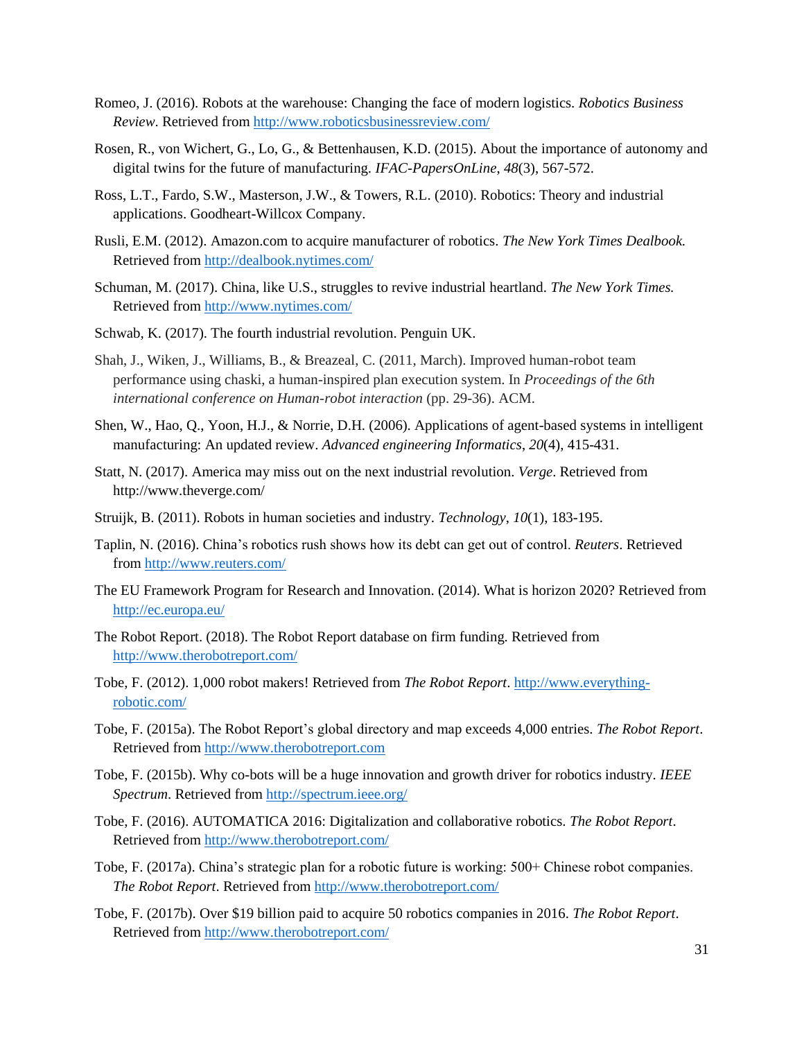Romeo, J. (2016). Robots at the warehouse: Changing the face of modern logistics. *Robotics Business Review*. Retrieved from http://www.roboticsbusinessreview.com/

Rosen, R., von Wichert, G., Lo, G., & Bettenhausen, K.D. (2015). About the importance of autonomy and digital twins for the future of manufacturing. *IFAC-PapersOnLine*, *48*(3), 567-572.

Ross, L.T., Fardo, S.W., Masterson, J.W., & Towers, R.L. (2010). Robotics: Theory and industrial applications. Goodheart-Willcox Company.

Rusli, E.M. (2012). Amazon.com to acquire manufacturer of robotics. *The New York Times Dealbook.* Retrieved from http://dealbook.nytimes.com/

Schuman, M. (2017). China, like U.S., struggles to revive industrial heartland. *The New York Times.* Retrieved from http://www.nytimes.com/

Schwab, K. (2017). The fourth industrial revolution. Penguin UK.

Shah, J., Wiken, J., Williams, B., & Breazeal, C. (2011, March). Improved human-robot team performance using chaski, a human-inspired plan execution system. In *Proceedings of the 6th international conference on Human-robot interaction* (pp. 29-36). ACM.

Shen, W., Hao, Q., Yoon, H.J., & Norrie, D.H. (2006). Applications of agent-based systems in intelligent manufacturing: An updated review. *Advanced engineering Informatics*, *20*(4), 415-431.

Statt, N. (2017). America may miss out on the next industrial revolution. *Verge*. Retrieved from http://www.theverge.com/

Struijk, B. (2011). Robots in human societies and industry. *Technology*, *10*(1), 183-195.

Taplin, N. (2016). China's robotics rush shows how its debt can get out of control. *Reuters*. Retrieved from http://www.reuters.com/

The EU Framework Program for Research and Innovation. (2014). What is horizon 2020? Retrieved from http://ec.europa.eu/

The Robot Report. (2018). The Robot Report database on firm funding. Retrieved from http://www.therobotreport.com/

Tobe, F. (2012). 1,000 robot makers! Retrieved from *The Robot Report*. http://www.everything-robotic.com/

Tobe, F. (2015a). The Robot Report's global directory and map exceeds 4,000 entries. *The Robot Report*. Retrieved from http://www.therobotreport.com

Tobe, F. (2015b). Why co-bots will be a huge innovation and growth driver for robotics industry. *IEEE Spectrum*. Retrieved from http://spectrum.ieee.org/

Tobe, F. (2016). AUTOMATICA 2016: Digitalization and collaborative robotics. *The Robot Report*. Retrieved from http://www.therobotreport.com/

Tobe, F. (2017a). China's strategic plan for a robotic future is working: 500+ Chinese robot companies. *The Robot Report*. Retrieved from http://www.therobotreport.com/

Tobe, F. (2017b). Over $19 billion paid to acquire 50 robotics companies in 2016. *The Robot Report*. Retrieved from http://www.therobotreport.com/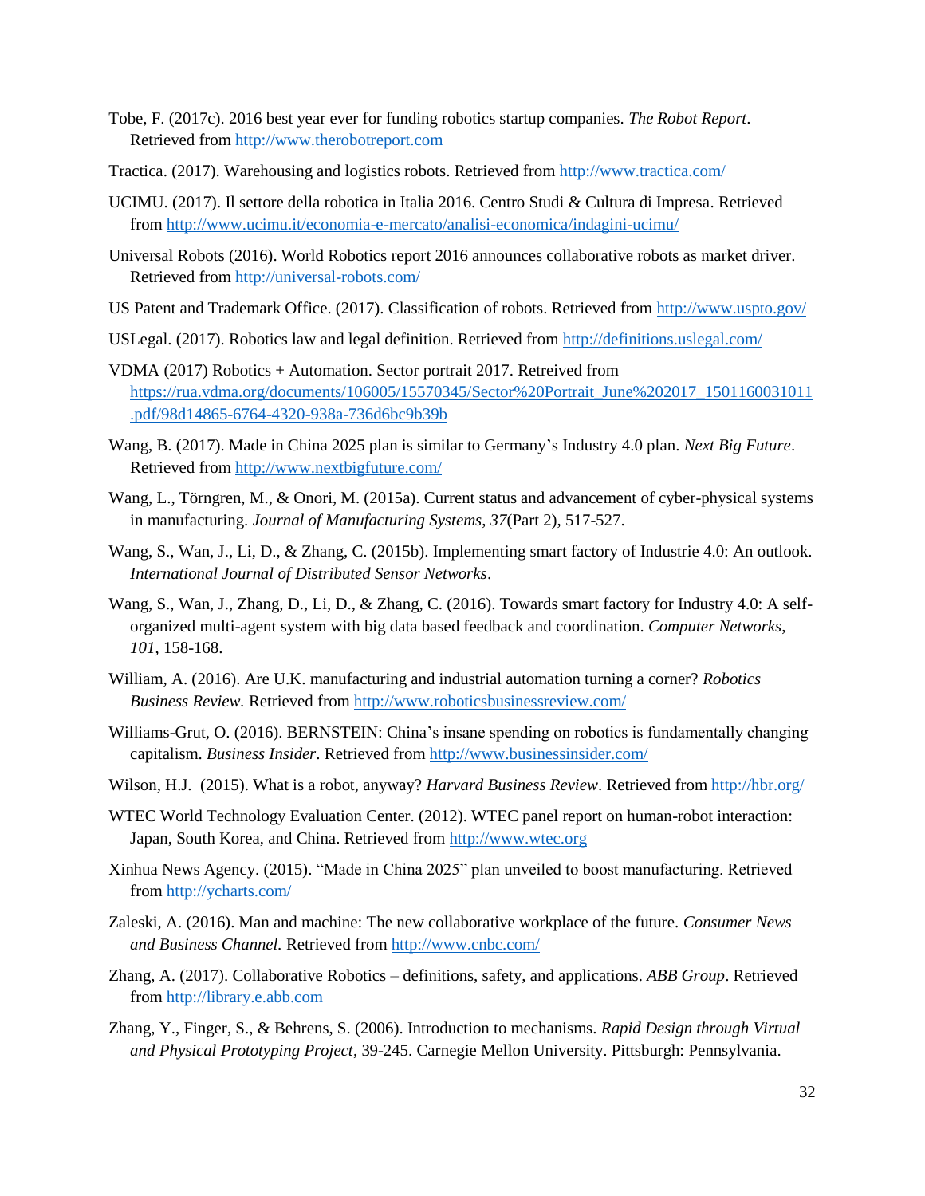Tobe, F. (2017c). 2016 best year ever for funding robotics startup companies. *The Robot Report*. Retrieved from http://www.therobotreport.com

Tractica. (2017). Warehousing and logistics robots. Retrieved from http://www.tractica.com/

UCIMU. (2017). Il settore della robotica in Italia 2016. Centro Studi & Cultura di Impresa. Retrieved from http://www.ucimu.it/economia-e-mercato/analisi-economica/indagini-ucimu/

Universal Robots (2016). World Robotics report 2016 announces collaborative robots as market driver. Retrieved from http://universal-robots.com/

US Patent and Trademark Office. (2017). Classification of robots. Retrieved from http://www.uspto.gov/

USLegal. (2017). Robotics law and legal definition. Retrieved from http://definitions.uslegal.com/

VDMA (2017) Robotics + Automation. Sector portrait 2017. Retreived from https://rua.vdma.org/documents/106005/15570345/Sector%20Portrait_June%202017_1501160031011.pdf/98d14865-6764-4320-938a-736d6bc9b39b

Wang, B. (2017). Made in China 2025 plan is similar to Germany's Industry 4.0 plan. *Next Big Future*. Retrieved from http://www.nextbigfuture.com/

Wang, L., Törngren, M., & Onori, M. (2015a). Current status and advancement of cyber-physical systems in manufacturing. *Journal of Manufacturing Systems*, *37*(Part 2), 517-527.

Wang, S., Wan, J., Li, D., & Zhang, C. (2015b). Implementing smart factory of Industrie 4.0: An outlook. *International Journal of Distributed Sensor Networks*.

Wang, S., Wan, J., Zhang, D., Li, D., & Zhang, C. (2016). Towards smart factory for Industry 4.0: A self-organized multi-agent system with big data based feedback and coordination. *Computer Networks*, *101*, 158-168.

William, A. (2016). Are U.K. manufacturing and industrial automation turning a corner? *Robotics Business Review*. Retrieved from http://www.roboticsbusinessreview.com/

Williams-Grut, O. (2016). BERNSTEIN: China's insane spending on robotics is fundamentally changing capitalism. *Business Insider*. Retrieved from http://www.businessinsider.com/

Wilson, H.J. (2015). What is a robot, anyway? *Harvard Business Review*. Retrieved from http://hbr.org/

WTEC World Technology Evaluation Center. (2012). WTEC panel report on human-robot interaction: Japan, South Korea, and China. Retrieved from http://www.wtec.org

Xinhua News Agency. (2015). "Made in China 2025" plan unveiled to boost manufacturing. Retrieved from http://ycharts.com/

Zaleski, A. (2016). Man and machine: The new collaborative workplace of the future. *Consumer News and Business Channel*. Retrieved from http://www.cnbc.com/

Zhang, A. (2017). Collaborative Robotics – definitions, safety, and applications. *ABB Group*. Retrieved from http://library.e.abb.com

Zhang, Y., Finger, S., & Behrens, S. (2006). Introduction to mechanisms. *Rapid Design through Virtual and Physical Prototyping Project*, 39-245. Carnegie Mellon University. Pittsburgh: Pennsylvania.